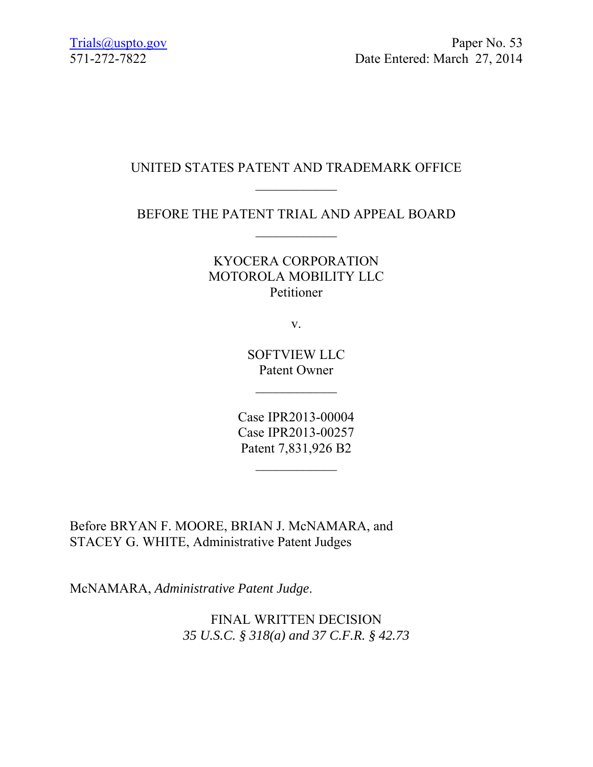Trials@uspto.gov
571-272-7822

Paper No. 53
Date Entered: March 27, 2014

UNITED STATES PATENT AND TRADEMARK OFFICE

\_\_\_\_\_\_\_\_\_\_\_\_

BEFORE THE PATENT TRIAL AND APPEAL BOARD

\_\_\_\_\_\_\_\_\_\_\_\_

KYOCERA CORPORATION
MOTOROLA MOBILITY LLC
Petitioner

v.

SOFTVIEW LLC
Patent Owner

\_\_\_\_\_\_\_\_\_\_\_\_

Case IPR2013-00004
Case IPR2013-00257
Patent 7,831,926 B2

\_\_\_\_\_\_\_\_\_\_\_\_

Before BRYAN F. MOORE, BRIAN J. McNAMARA, and STACEY G. WHITE, Administrative Patent Judges

McNAMARA, *Administrative Patent Judge*.

FINAL WRITTEN DECISION
*35 U.S.C. § 318(a) and 37 C.F.R. § 42.73*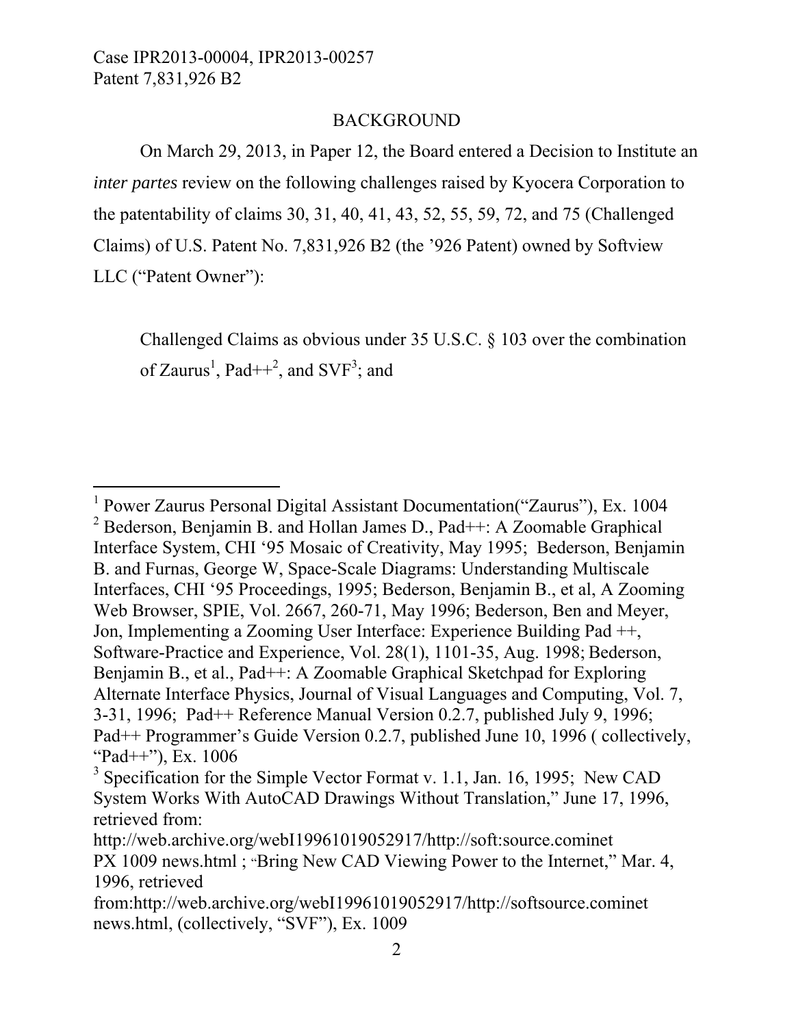## BACKGROUND

On March 29, 2013, in Paper 12, the Board entered a Decision to Institute an *inter partes* review on the following challenges raised by Kyocera Corporation to the patentability of claims 30, 31, 40, 41, 43, 52, 55, 59, 72, and 75 (Challenged Claims) of U.S. Patent No. 7,831,926 B2 (the '926 Patent) owned by Softview LLC ("Patent Owner"):

> Challenged Claims as obvious under 35 U.S.C. § 103 over the combination of Zaurus[1], Pad++[2], and SVF[3]; and

---

[1] Power Zaurus Personal Digital Assistant Documentation("Zaurus"), Ex. 1004

[2] Bederson, Benjamin B. and Hollan James D., Pad++: A Zoomable Graphical Interface System, CHI '95 Mosaic of Creativity, May 1995; Bederson, Benjamin B. and Furnas, George W, Space-Scale Diagrams: Understanding Multiscale Interfaces, CHI '95 Proceedings, 1995; Bederson, Benjamin B., et al, A Zooming Web Browser, SPIE, Vol. 2667, 260-71, May 1996; Bederson, Ben and Meyer, Jon, Implementing a Zooming User Interface: Experience Building Pad ++, Software-Practice and Experience, Vol. 28(1), 1101-35, Aug. 1998; Bederson, Benjamin B., et al., Pad++: A Zoomable Graphical Sketchpad for Exploring Alternate Interface Physics, Journal of Visual Languages and Computing, Vol. 7, 3-31, 1996; Pad++ Reference Manual Version 0.2.7, published July 9, 1996; Pad++ Programmer's Guide Version 0.2.7, published June 10, 1996 ( collectively, "Pad++"), Ex. 1006

[3] Specification for the Simple Vector Format v. 1.1, Jan. 16, 1995; New CAD System Works With AutoCAD Drawings Without Translation," June 17, 1996, retrieved from: http://web.archive.org/webI19961019052917/http://soft:source.cominet PX 1009 news.html ; "Bring New CAD Viewing Power to the Internet," Mar. 4, 1996, retrieved from:http://web.archive.org/webI19961019052917/http://softsource.cominet news.html, (collectively, "SVF"), Ex. 1009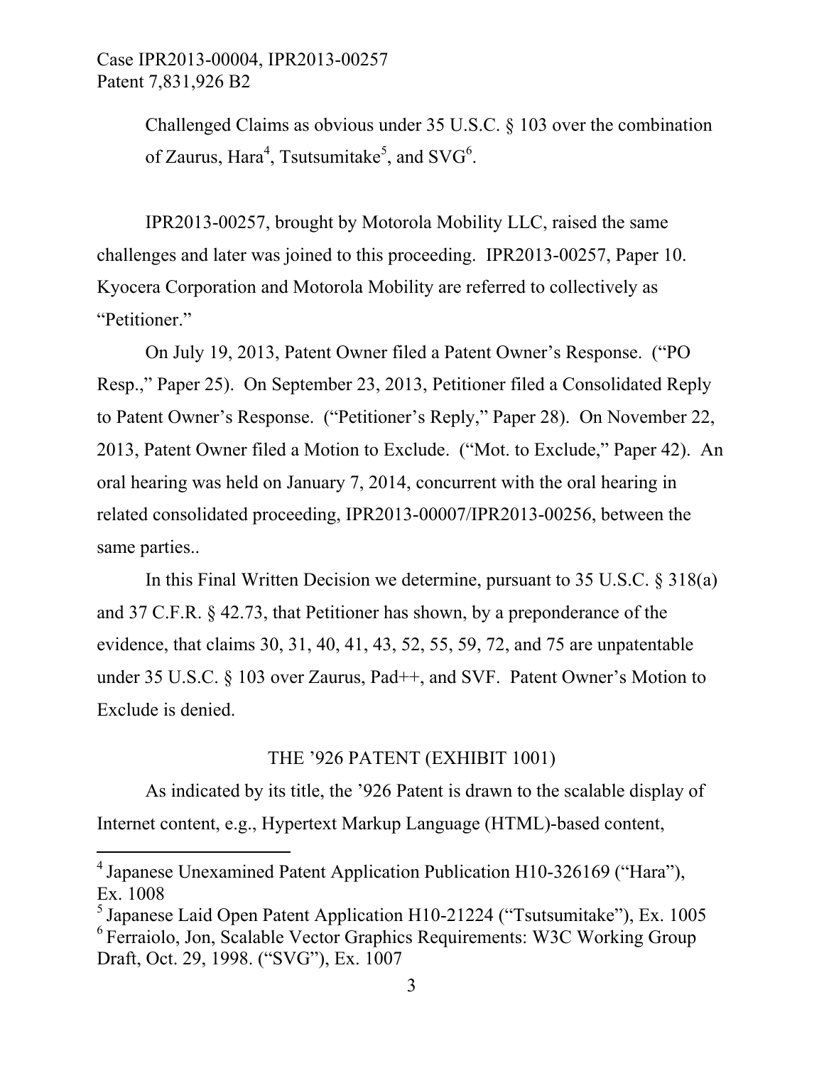Challenged Claims as obvious under 35 U.S.C. § 103 over the combination of Zaurus, Hara[4], Tsutsumitake[5], and SVG[6].

IPR2013-00257, brought by Motorola Mobility LLC, raised the same challenges and later was joined to this proceeding. IPR2013-00257, Paper 10. Kyocera Corporation and Motorola Mobility are referred to collectively as "Petitioner."

On July 19, 2013, Patent Owner filed a Patent Owner's Response. ("PO Resp.," Paper 25). On September 23, 2013, Petitioner filed a Consolidated Reply to Patent Owner's Response. ("Petitioner's Reply," Paper 28). On November 22, 2013, Patent Owner filed a Motion to Exclude. ("Mot. to Exclude," Paper 42). An oral hearing was held on January 7, 2014, concurrent with the oral hearing in related consolidated proceeding, IPR2013-00007/IPR2013-00256, between the same parties..

In this Final Written Decision we determine, pursuant to 35 U.S.C. § 318(a) and 37 C.F.R. § 42.73, that Petitioner has shown, by a preponderance of the evidence, that claims 30, 31, 40, 41, 43, 52, 55, 59, 72, and 75 are unpatentable under 35 U.S.C. § 103 over Zaurus, Pad++, and SVF. Patent Owner's Motion to Exclude is denied.

## THE '926 PATENT (EXHIBIT 1001)

As indicated by its title, the '926 Patent is drawn to the scalable display of Internet content, e.g., Hypertext Markup Language (HTML)-based content,

---

[4] Japanese Unexamined Patent Application Publication H10-326169 ("Hara"), Ex. 1008

[5] Japanese Laid Open Patent Application H10-21224 ("Tsutsumitake"), Ex. 1005

[6] Ferraiolo, Jon, Scalable Vector Graphics Requirements: W3C Working Group Draft, Oct. 29, 1998. ("SVG"), Ex. 1007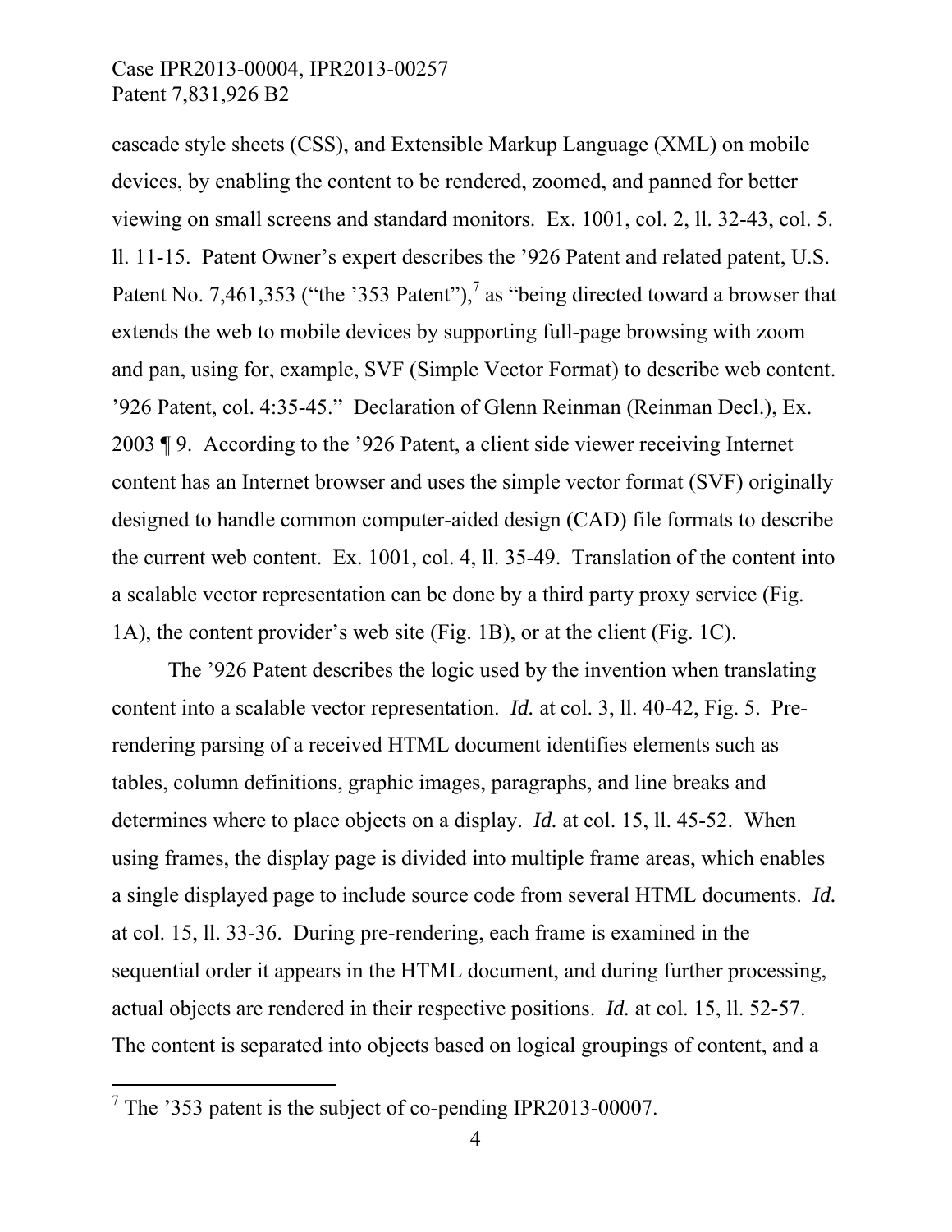cascade style sheets (CSS), and Extensible Markup Language (XML) on mobile devices, by enabling the content to be rendered, zoomed, and panned for better viewing on small screens and standard monitors. Ex. 1001, col. 2, ll. 32-43, col. 5. ll. 11-15. Patent Owner's expert describes the '926 Patent and related patent, U.S. Patent No. 7,461,353 ("the '353 Patent"),[7] as "being directed toward a browser that extends the web to mobile devices by supporting full-page browsing with zoom and pan, using for, example, SVF (Simple Vector Format) to describe web content. '926 Patent, col. 4:35-45." Declaration of Glenn Reinman (Reinman Decl.), Ex. 2003 ¶ 9. According to the '926 Patent, a client side viewer receiving Internet content has an Internet browser and uses the simple vector format (SVF) originally designed to handle common computer-aided design (CAD) file formats to describe the current web content. Ex. 1001, col. 4, ll. 35-49. Translation of the content into a scalable vector representation can be done by a third party proxy service (Fig. 1A), the content provider's web site (Fig. 1B), or at the client (Fig. 1C).

The '926 Patent describes the logic used by the invention when translating content into a scalable vector representation. *Id.* at col. 3, ll. 40-42, Fig. 5. Pre-rendering parsing of a received HTML document identifies elements such as tables, column definitions, graphic images, paragraphs, and line breaks and determines where to place objects on a display. *Id.* at col. 15, ll. 45-52. When using frames, the display page is divided into multiple frame areas, which enables a single displayed page to include source code from several HTML documents. *Id.* at col. 15, ll. 33-36. During pre-rendering, each frame is examined in the sequential order it appears in the HTML document, and during further processing, actual objects are rendered in their respective positions. *Id.* at col. 15, ll. 52-57. The content is separated into objects based on logical groupings of content, and a

[7] The '353 patent is the subject of co-pending IPR2013-00007.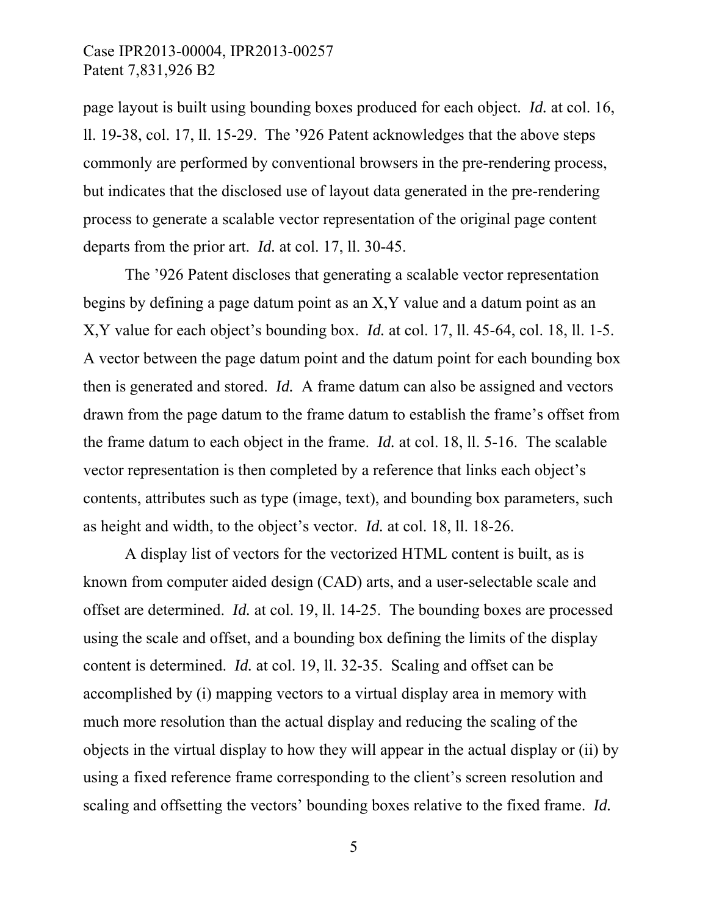page layout is built using bounding boxes produced for each object. *Id.* at col. 16, ll. 19-38, col. 17, ll. 15-29. The '926 Patent acknowledges that the above steps commonly are performed by conventional browsers in the pre-rendering process, but indicates that the disclosed use of layout data generated in the pre-rendering process to generate a scalable vector representation of the original page content departs from the prior art. *Id.* at col. 17, ll. 30-45.

The '926 Patent discloses that generating a scalable vector representation begins by defining a page datum point as an X,Y value and a datum point as an X,Y value for each object's bounding box. *Id.* at col. 17, ll. 45-64, col. 18, ll. 1-5. A vector between the page datum point and the datum point for each bounding box then is generated and stored. *Id.* A frame datum can also be assigned and vectors drawn from the page datum to the frame datum to establish the frame's offset from the frame datum to each object in the frame. *Id.* at col. 18, ll. 5-16. The scalable vector representation is then completed by a reference that links each object's contents, attributes such as type (image, text), and bounding box parameters, such as height and width, to the object's vector. *Id.* at col. 18, ll. 18-26.

A display list of vectors for the vectorized HTML content is built, as is known from computer aided design (CAD) arts, and a user-selectable scale and offset are determined. *Id.* at col. 19, ll. 14-25. The bounding boxes are processed using the scale and offset, and a bounding box defining the limits of the display content is determined. *Id.* at col. 19, ll. 32-35. Scaling and offset can be accomplished by (i) mapping vectors to a virtual display area in memory with much more resolution than the actual display and reducing the scaling of the objects in the virtual display to how they will appear in the actual display or (ii) by using a fixed reference frame corresponding to the client's screen resolution and scaling and offsetting the vectors' bounding boxes relative to the fixed frame. *Id.*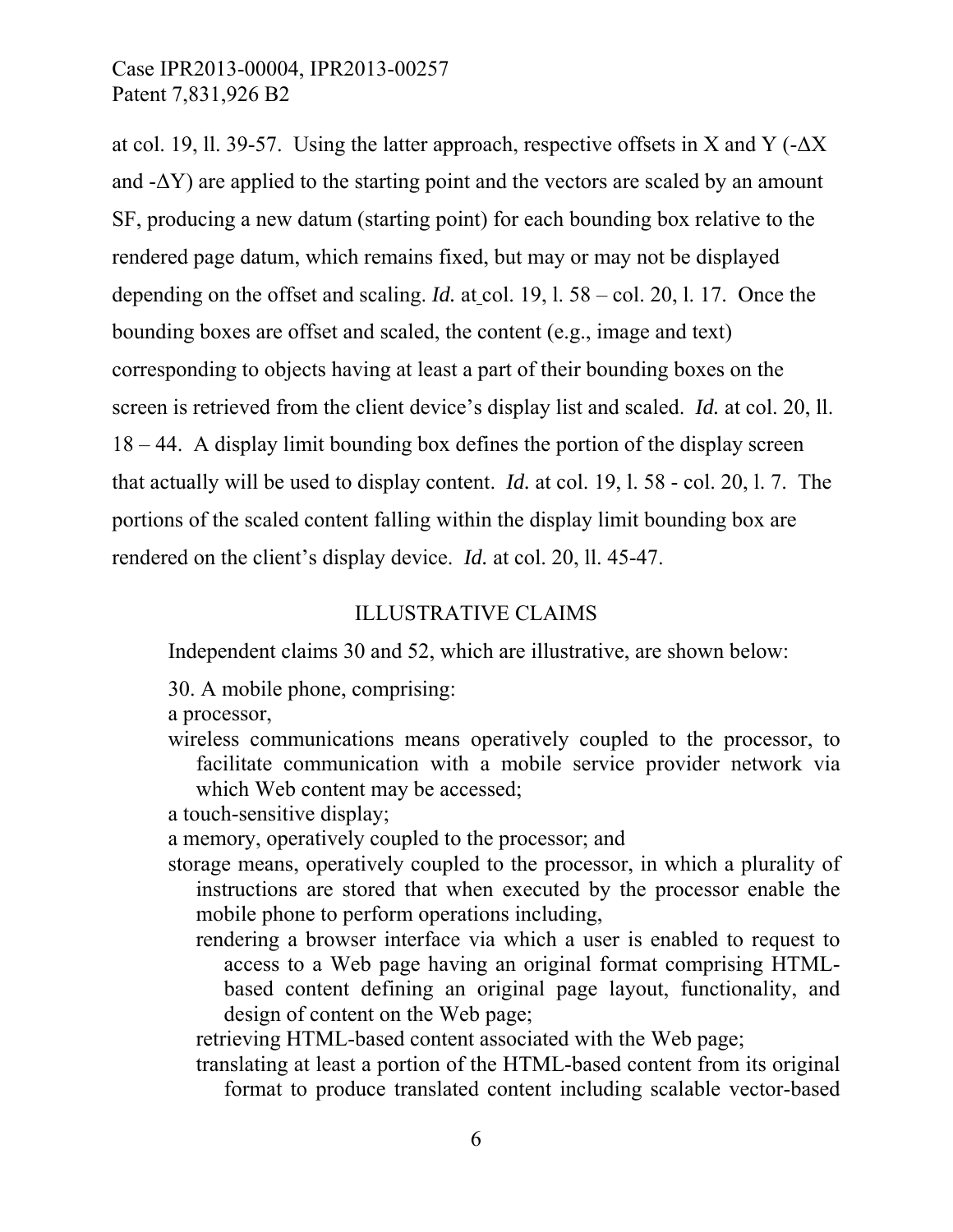at col. 19, ll. 39-57. Using the latter approach, respective offsets in X and Y ($-\Delta X$ and $-\Delta Y$) are applied to the starting point and the vectors are scaled by an amount SF, producing a new datum (starting point) for each bounding box relative to the rendered page datum, which remains fixed, but may or may not be displayed depending on the offset and scaling. *Id.* at col. 19, l. 58 – col. 20, l. 17. Once the bounding boxes are offset and scaled, the content (e.g., image and text) corresponding to objects having at least a part of their bounding boxes on the screen is retrieved from the client device's display list and scaled. *Id.* at col. 20, ll. 18 – 44. A display limit bounding box defines the portion of the display screen that actually will be used to display content. *Id.* at col. 19, l. 58 - col. 20, l. 7. The portions of the scaled content falling within the display limit bounding box are rendered on the client's display device. *Id.* at col. 20, ll. 45-47.

## ILLUSTRATIVE CLAIMS

Independent claims 30 and 52, which are illustrative, are shown below:

30. A mobile phone, comprising:

a processor,

wireless communications means operatively coupled to the processor, to facilitate communication with a mobile service provider network via which Web content may be accessed;

a touch-sensitive display;

a memory, operatively coupled to the processor; and

storage means, operatively coupled to the processor, in which a plurality of instructions are stored that when executed by the processor enable the mobile phone to perform operations including,

rendering a browser interface via which a user is enabled to request to access to a Web page having an original format comprising HTML-based content defining an original page layout, functionality, and design of content on the Web page;

retrieving HTML-based content associated with the Web page;

translating at least a portion of the HTML-based content from its original format to produce translated content including scalable vector-based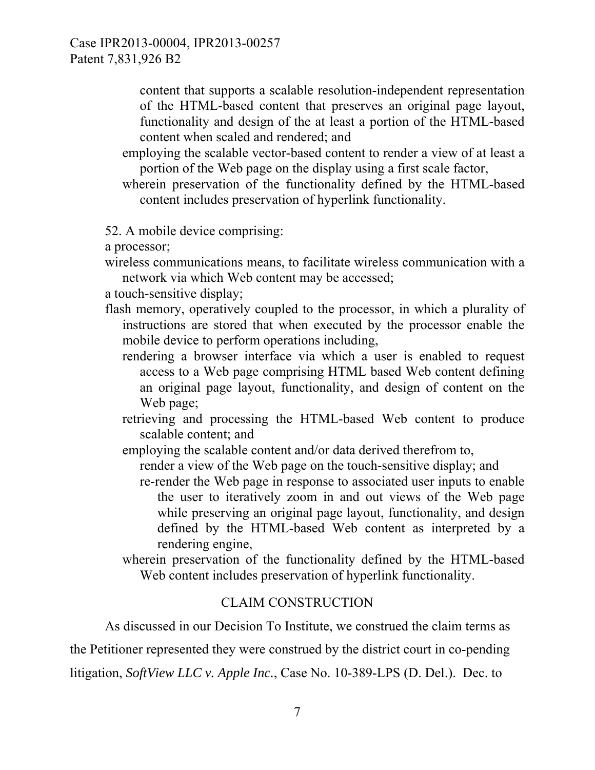content that supports a scalable resolution-independent representation of the HTML-based content that preserves an original page layout, functionality and design of the at least a portion of the HTML-based content when scaled and rendered; and

employing the scalable vector-based content to render a view of at least a portion of the Web page on the display using a first scale factor,

wherein preservation of the functionality defined by the HTML-based content includes preservation of hyperlink functionality.

52. A mobile device comprising:

a processor;

wireless communications means, to facilitate wireless communication with a network via which Web content may be accessed;

a touch-sensitive display;

flash memory, operatively coupled to the processor, in which a plurality of instructions are stored that when executed by the processor enable the mobile device to perform operations including,

rendering a browser interface via which a user is enabled to request access to a Web page comprising HTML based Web content defining an original page layout, functionality, and design of content on the Web page;

retrieving and processing the HTML-based Web content to produce scalable content; and

employing the scalable content and/or data derived therefrom to,

render a view of the Web page on the touch-sensitive display; and

re-render the Web page in response to associated user inputs to enable the user to iteratively zoom in and out views of the Web page while preserving an original page layout, functionality, and design defined by the HTML-based Web content as interpreted by a rendering engine,

wherein preservation of the functionality defined by the HTML-based Web content includes preservation of hyperlink functionality.

## CLAIM CONSTRUCTION

As discussed in our Decision To Institute, we construed the claim terms as the Petitioner represented they were construed by the district court in co-pending litigation, *SoftView LLC v. Apple Inc.*, Case No. 10-389-LPS (D. Del.). Dec. to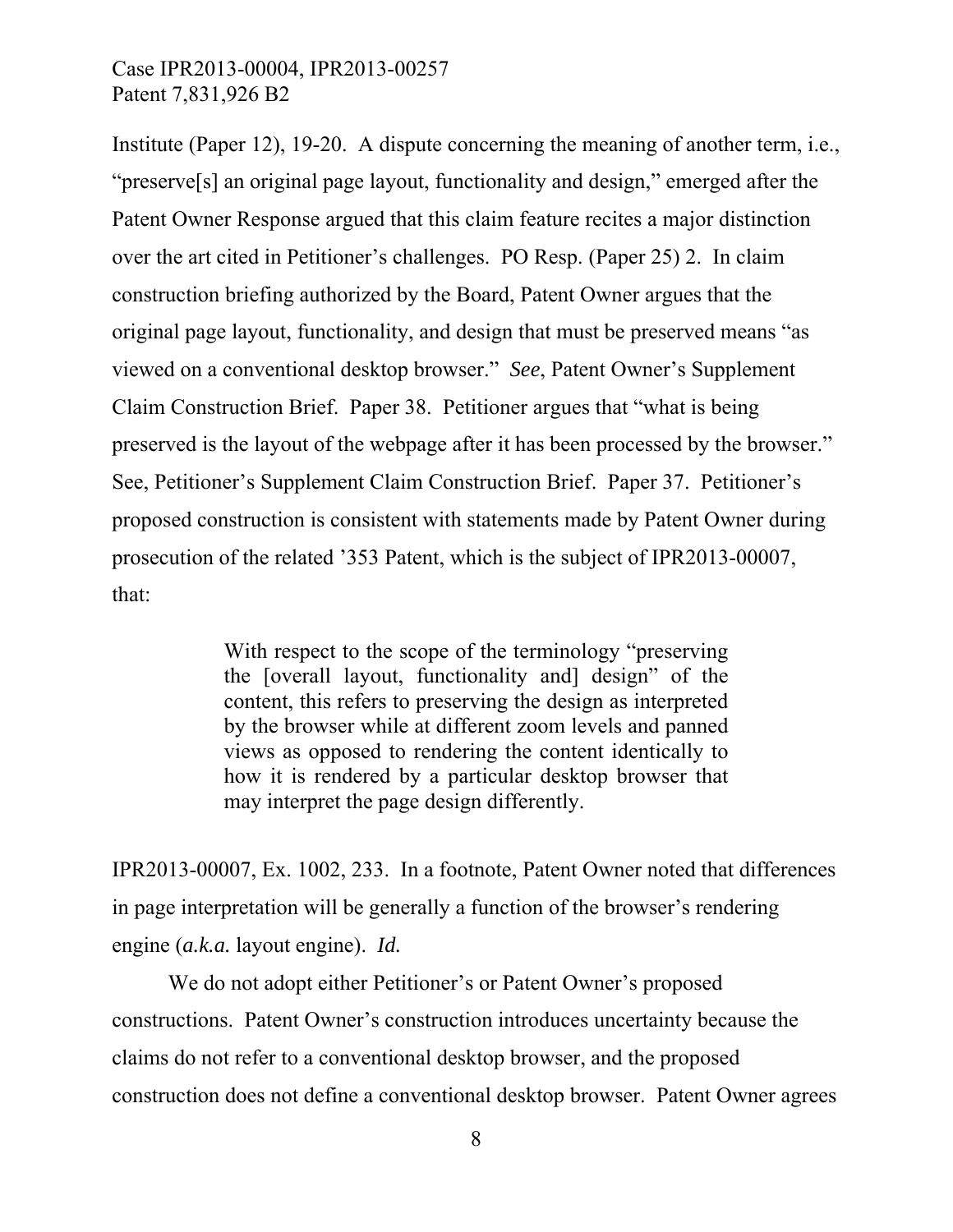Institute (Paper 12), 19-20. A dispute concerning the meaning of another term, i.e., "preserve[s] an original page layout, functionality and design," emerged after the Patent Owner Response argued that this claim feature recites a major distinction over the art cited in Petitioner's challenges. PO Resp. (Paper 25) 2. In claim construction briefing authorized by the Board, Patent Owner argues that the original page layout, functionality, and design that must be preserved means "as viewed on a conventional desktop browser." *See*, Patent Owner's Supplement Claim Construction Brief. Paper 38. Petitioner argues that "what is being preserved is the layout of the webpage after it has been processed by the browser." See, Petitioner's Supplement Claim Construction Brief. Paper 37. Petitioner's proposed construction is consistent with statements made by Patent Owner during prosecution of the related '353 Patent, which is the subject of IPR2013-00007, that:

> With respect to the scope of the terminology "preserving the [overall layout, functionality and] design" of the content, this refers to preserving the design as interpreted by the browser while at different zoom levels and panned views as opposed to rendering the content identically to how it is rendered by a particular desktop browser that may interpret the page design differently.

IPR2013-00007, Ex. 1002, 233. In a footnote, Patent Owner noted that differences in page interpretation will be generally a function of the browser's rendering engine (*a.k.a.* layout engine). *Id.*

We do not adopt either Petitioner's or Patent Owner's proposed constructions. Patent Owner's construction introduces uncertainty because the claims do not refer to a conventional desktop browser, and the proposed construction does not define a conventional desktop browser. Patent Owner agrees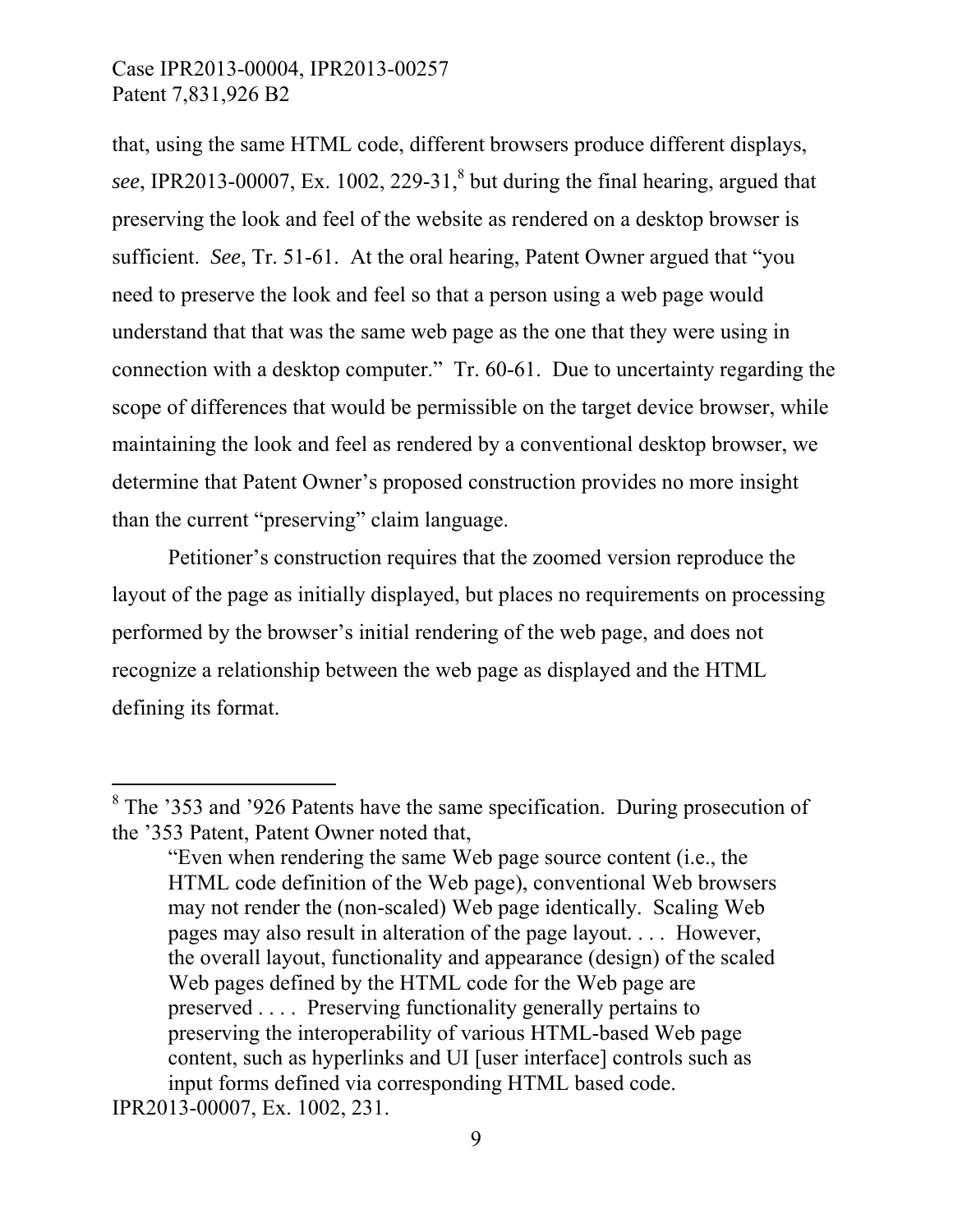that, using the same HTML code, different browsers produce different displays, *see*, IPR2013-00007, Ex. 1002, 229-31,[8] but during the final hearing, argued that preserving the look and feel of the website as rendered on a desktop browser is sufficient. *See*, Tr. 51-61. At the oral hearing, Patent Owner argued that "you need to preserve the look and feel so that a person using a web page would understand that that was the same web page as the one that they were using in connection with a desktop computer." Tr. 60-61. Due to uncertainty regarding the scope of differences that would be permissible on the target device browser, while maintaining the look and feel as rendered by a conventional desktop browser, we determine that Patent Owner's proposed construction provides no more insight than the current "preserving" claim language.

Petitioner's construction requires that the zoomed version reproduce the layout of the page as initially displayed, but places no requirements on processing performed by the browser's initial rendering of the web page, and does not recognize a relationship between the web page as displayed and the HTML defining its format.

---

[8] The '353 and '926 Patents have the same specification. During prosecution of the '353 Patent, Patent Owner noted that,

> "Even when rendering the same Web page source content (i.e., the HTML code definition of the Web page), conventional Web browsers may not render the (non-scaled) Web page identically. Scaling Web pages may also result in alteration of the page layout. . . . However, the overall layout, functionality and appearance (design) of the scaled Web pages defined by the HTML code for the Web page are preserved . . . . Preserving functionality generally pertains to preserving the interoperability of various HTML-based Web page content, such as hyperlinks and UI [user interface] controls such as input forms defined via corresponding HTML based code.

IPR2013-00007, Ex. 1002, 231.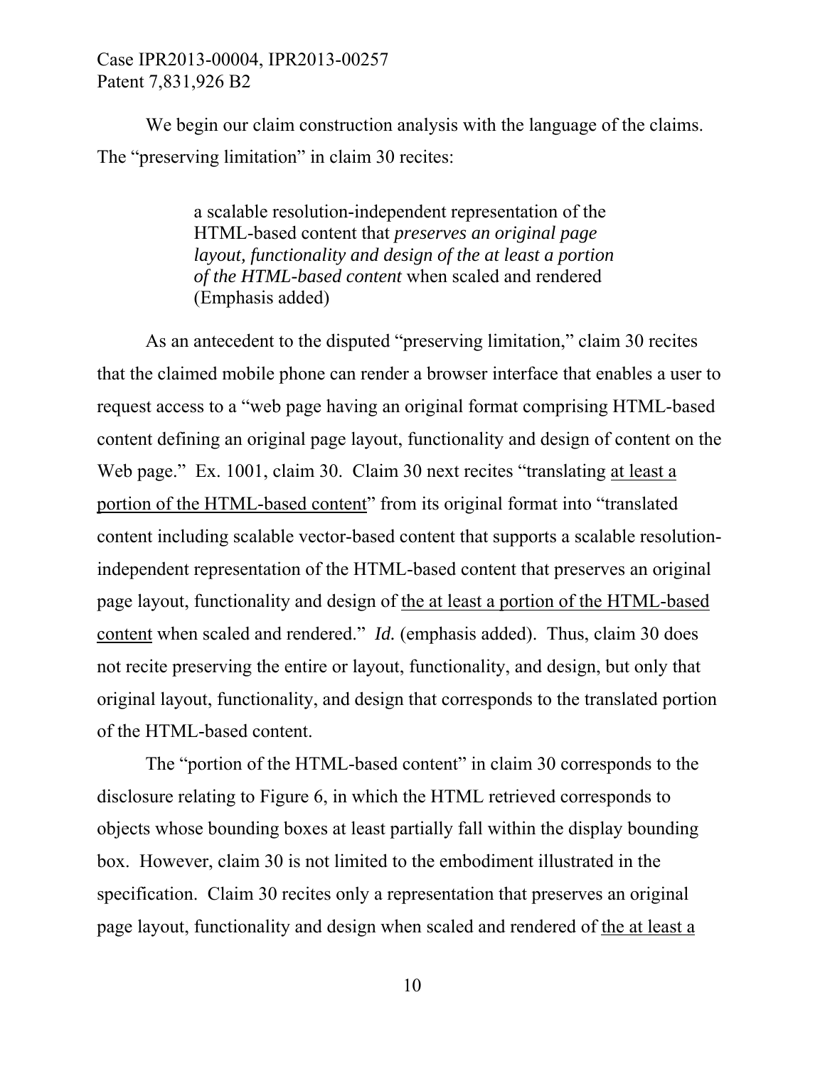We begin our claim construction analysis with the language of the claims. The "preserving limitation" in claim 30 recites:

> a scalable resolution-independent representation of the HTML-based content that *preserves an original page layout, functionality and design of the at least a portion of the HTML-based content* when scaled and rendered (Emphasis added)

As an antecedent to the disputed "preserving limitation," claim 30 recites that the claimed mobile phone can render a browser interface that enables a user to request access to a "web page having an original format comprising HTML-based content defining an original page layout, functionality and design of content on the Web page." Ex. 1001, claim 30. Claim 30 next recites "translating <u>at least a portion of the HTML-based content</u>" from its original format into "translated content including scalable vector-based content that supports a scalable resolution-independent representation of the HTML-based content that preserves an original page layout, functionality and design of <u>the at least a portion of the HTML-based content</u> when scaled and rendered." *Id.* (emphasis added). Thus, claim 30 does not recite preserving the entire or layout, functionality, and design, but only that original layout, functionality, and design that corresponds to the translated portion of the HTML-based content.

The "portion of the HTML-based content" in claim 30 corresponds to the disclosure relating to Figure 6, in which the HTML retrieved corresponds to objects whose bounding boxes at least partially fall within the display bounding box. However, claim 30 is not limited to the embodiment illustrated in the specification. Claim 30 recites only a representation that preserves an original page layout, functionality and design when scaled and rendered of <u>the at least a</u>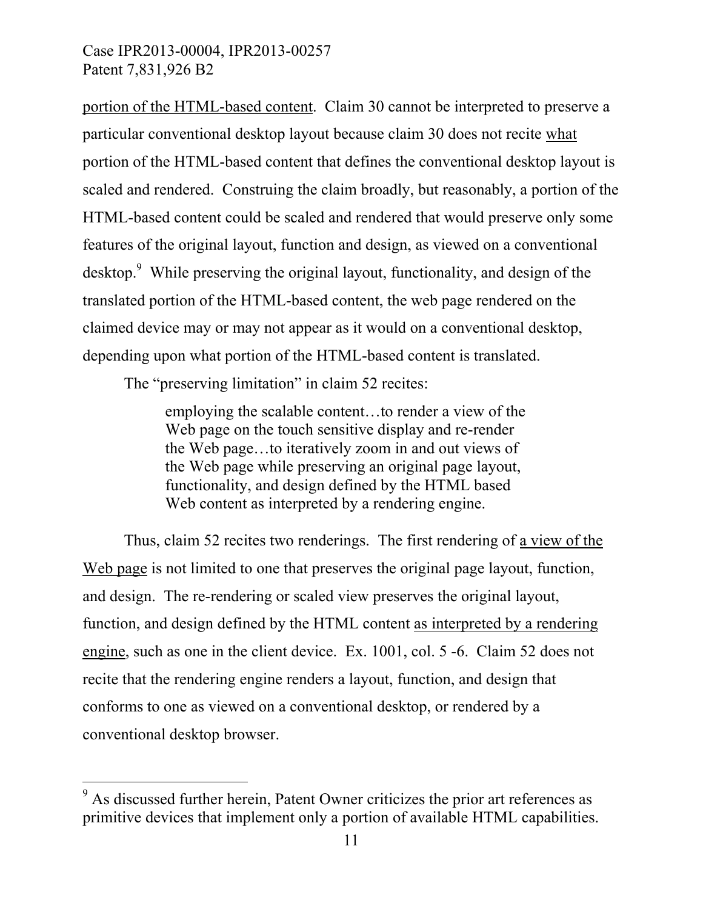portion of the HTML-based content. Claim 30 cannot be interpreted to preserve a particular conventional desktop layout because claim 30 does not recite what portion of the HTML-based content that defines the conventional desktop layout is scaled and rendered. Construing the claim broadly, but reasonably, a portion of the HTML-based content could be scaled and rendered that would preserve only some features of the original layout, function and design, as viewed on a conventional desktop.[9] While preserving the original layout, functionality, and design of the translated portion of the HTML-based content, the web page rendered on the claimed device may or may not appear as it would on a conventional desktop, depending upon what portion of the HTML-based content is translated.

The "preserving limitation" in claim 52 recites:

> employing the scalable content…to render a view of the Web page on the touch sensitive display and re-render the Web page…to iteratively zoom in and out views of the Web page while preserving an original page layout, functionality, and design defined by the HTML based Web content as interpreted by a rendering engine.

Thus, claim 52 recites two renderings. The first rendering of a view of the Web page is not limited to one that preserves the original page layout, function, and design. The re-rendering or scaled view preserves the original layout, function, and design defined by the HTML content as interpreted by a rendering engine, such as one in the client device. Ex. 1001, col. 5 -6. Claim 52 does not recite that the rendering engine renders a layout, function, and design that conforms to one as viewed on a conventional desktop, or rendered by a conventional desktop browser.

[9] As discussed further herein, Patent Owner criticizes the prior art references as primitive devices that implement only a portion of available HTML capabilities.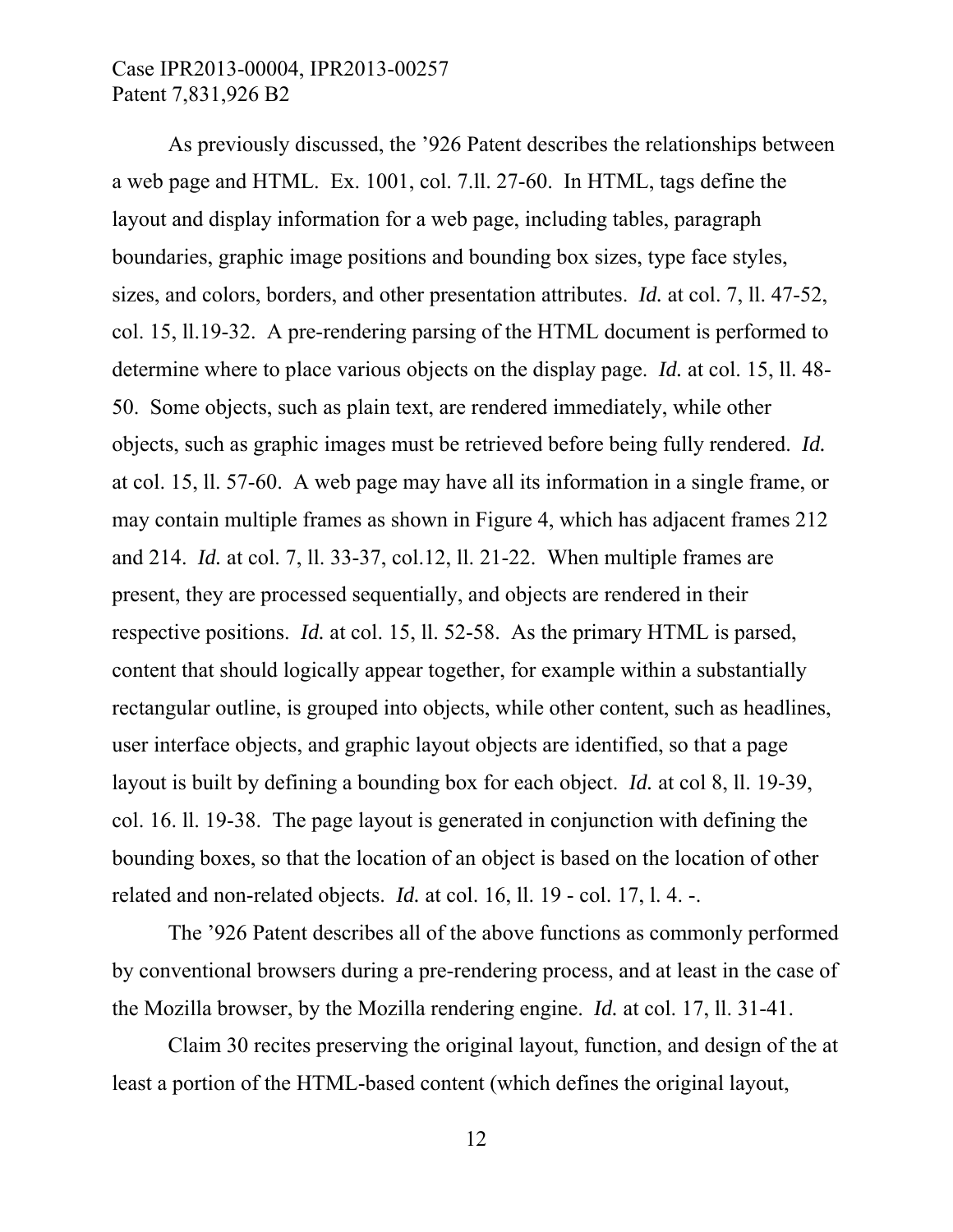As previously discussed, the '926 Patent describes the relationships between a web page and HTML. Ex. 1001, col. 7.ll. 27-60. In HTML, tags define the layout and display information for a web page, including tables, paragraph boundaries, graphic image positions and bounding box sizes, type face styles, sizes, and colors, borders, and other presentation attributes. *Id.* at col. 7, ll. 47-52, col. 15, ll.19-32. A pre-rendering parsing of the HTML document is performed to determine where to place various objects on the display page. *Id.* at col. 15, ll. 48-50. Some objects, such as plain text, are rendered immediately, while other objects, such as graphic images must be retrieved before being fully rendered. *Id.* at col. 15, ll. 57-60. A web page may have all its information in a single frame, or may contain multiple frames as shown in Figure 4, which has adjacent frames 212 and 214. *Id.* at col. 7, ll. 33-37, col.12, ll. 21-22. When multiple frames are present, they are processed sequentially, and objects are rendered in their respective positions. *Id.* at col. 15, ll. 52-58. As the primary HTML is parsed, content that should logically appear together, for example within a substantially rectangular outline, is grouped into objects, while other content, such as headlines, user interface objects, and graphic layout objects are identified, so that a page layout is built by defining a bounding box for each object. *Id.* at col 8, ll. 19-39, col. 16. ll. 19-38. The page layout is generated in conjunction with defining the bounding boxes, so that the location of an object is based on the location of other related and non-related objects. *Id.* at col. 16, ll. 19 - col. 17, l. 4. -.

The '926 Patent describes all of the above functions as commonly performed by conventional browsers during a pre-rendering process, and at least in the case of the Mozilla browser, by the Mozilla rendering engine. *Id.* at col. 17, ll. 31-41.

Claim 30 recites preserving the original layout, function, and design of the at least a portion of the HTML-based content (which defines the original layout,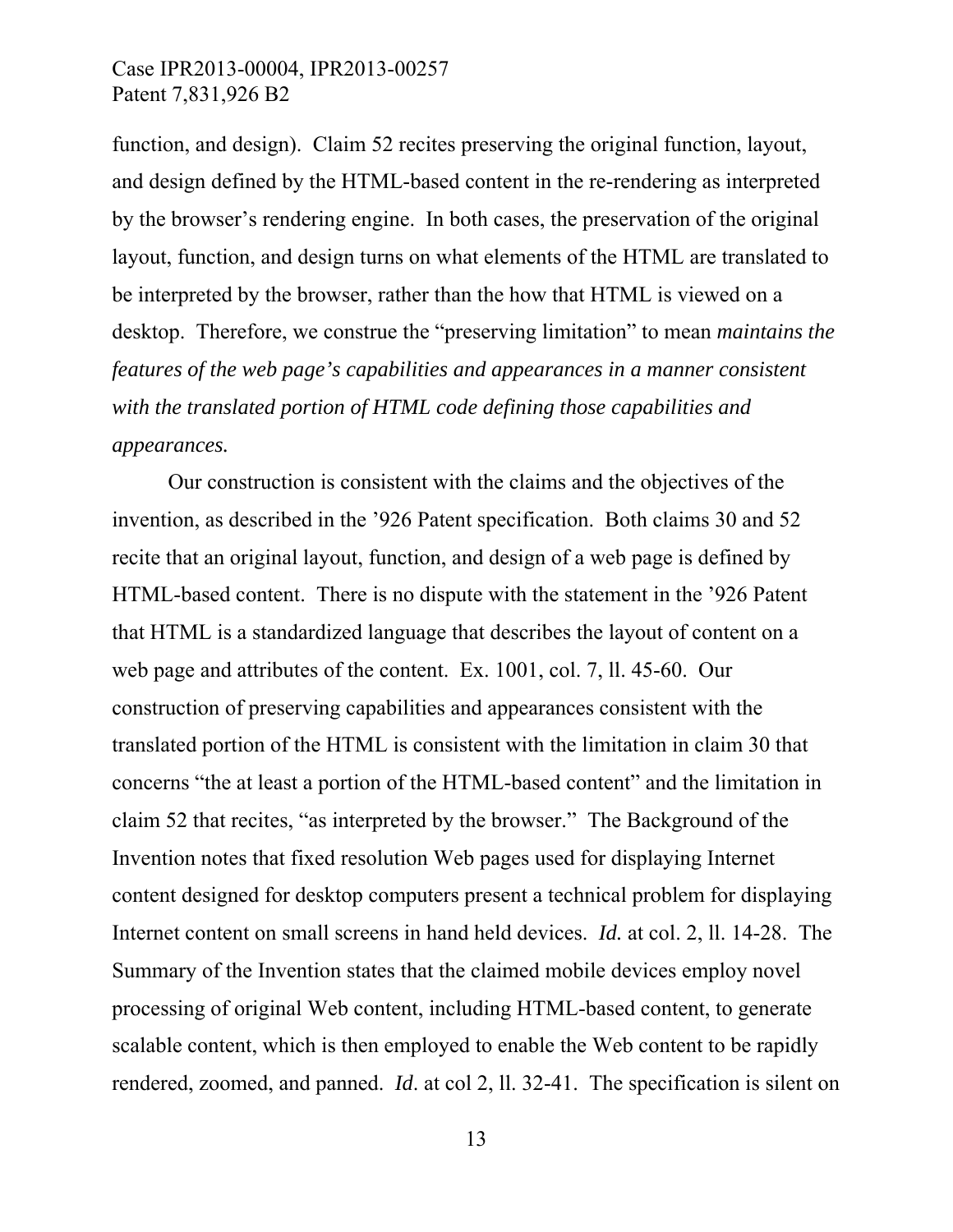function, and design). Claim 52 recites preserving the original function, layout, and design defined by the HTML-based content in the re-rendering as interpreted by the browser's rendering engine. In both cases, the preservation of the original layout, function, and design turns on what elements of the HTML are translated to be interpreted by the browser, rather than the how that HTML is viewed on a desktop. Therefore, we construe the "preserving limitation" to mean *maintains the features of the web page's capabilities and appearances in a manner consistent with the translated portion of HTML code defining those capabilities and appearances.*

Our construction is consistent with the claims and the objectives of the invention, as described in the '926 Patent specification. Both claims 30 and 52 recite that an original layout, function, and design of a web page is defined by HTML-based content. There is no dispute with the statement in the '926 Patent that HTML is a standardized language that describes the layout of content on a web page and attributes of the content. Ex. 1001, col. 7, ll. 45-60. Our construction of preserving capabilities and appearances consistent with the translated portion of the HTML is consistent with the limitation in claim 30 that concerns "the at least a portion of the HTML-based content" and the limitation in claim 52 that recites, "as interpreted by the browser." The Background of the Invention notes that fixed resolution Web pages used for displaying Internet content designed for desktop computers present a technical problem for displaying Internet content on small screens in hand held devices. *Id.* at col. 2, ll. 14-28. The Summary of the Invention states that the claimed mobile devices employ novel processing of original Web content, including HTML-based content, to generate scalable content, which is then employed to enable the Web content to be rapidly rendered, zoomed, and panned. *Id*. at col 2, ll. 32-41. The specification is silent on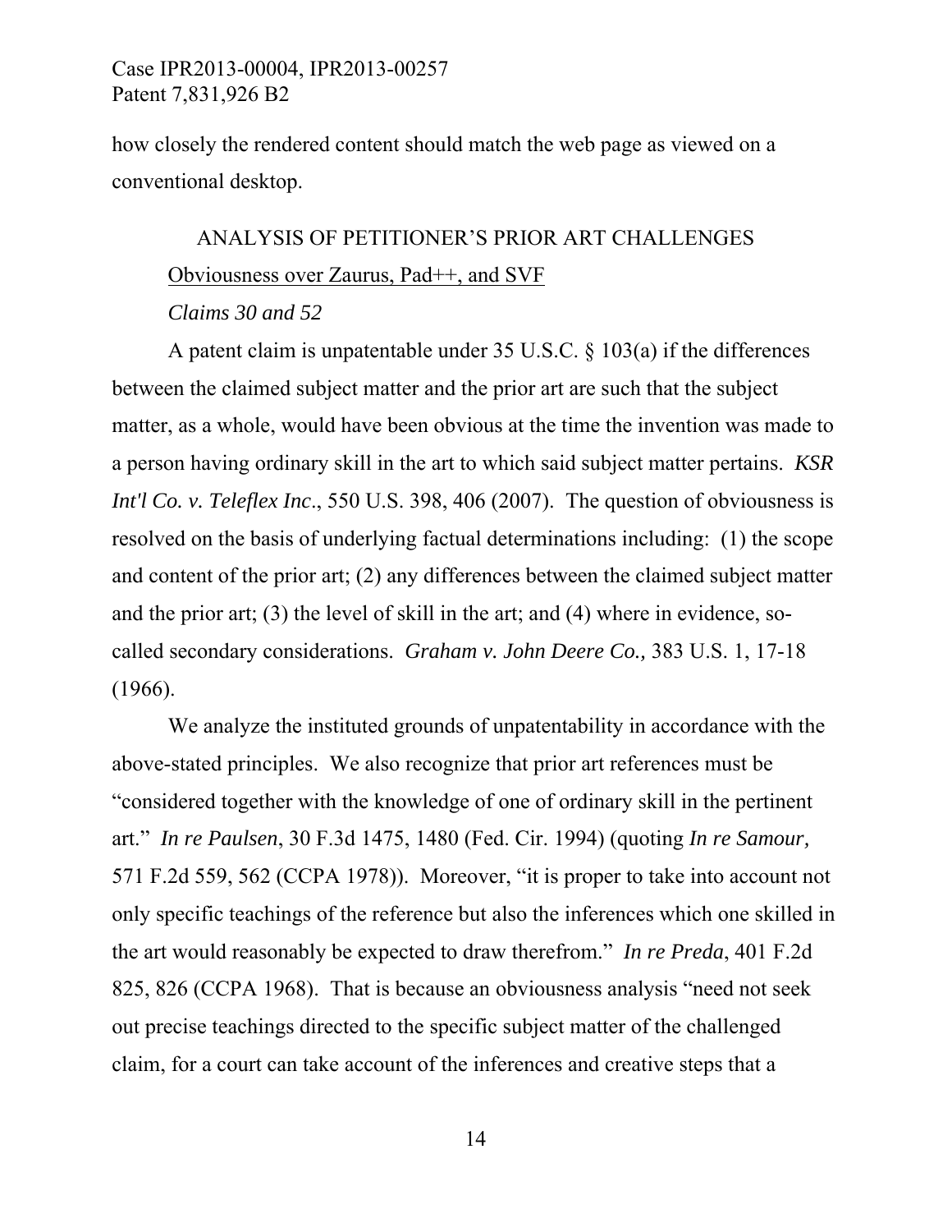how closely the rendered content should match the web page as viewed on a conventional desktop.

## ANALYSIS OF PETITIONER'S PRIOR ART CHALLENGES

### Obviousness over Zaurus, Pad++, and SVF

#### *Claims 30 and 52*

A patent claim is unpatentable under 35 U.S.C. § 103(a) if the differences between the claimed subject matter and the prior art are such that the subject matter, as a whole, would have been obvious at the time the invention was made to a person having ordinary skill in the art to which said subject matter pertains. *KSR Int'l Co. v. Teleflex Inc*., 550 U.S. 398, 406 (2007). The question of obviousness is resolved on the basis of underlying factual determinations including: (1) the scope and content of the prior art; (2) any differences between the claimed subject matter and the prior art; (3) the level of skill in the art; and (4) where in evidence, so-called secondary considerations. *Graham v. John Deere Co.,* 383 U.S. 1, 17-18 (1966).

We analyze the instituted grounds of unpatentability in accordance with the above-stated principles. We also recognize that prior art references must be "considered together with the knowledge of one of ordinary skill in the pertinent art." *In re Paulsen*, 30 F.3d 1475, 1480 (Fed. Cir. 1994) (quoting *In re Samour,* 571 F.2d 559, 562 (CCPA 1978)). Moreover, "it is proper to take into account not only specific teachings of the reference but also the inferences which one skilled in the art would reasonably be expected to draw therefrom." *In re Preda*, 401 F.2d 825, 826 (CCPA 1968). That is because an obviousness analysis "need not seek out precise teachings directed to the specific subject matter of the challenged claim, for a court can take account of the inferences and creative steps that a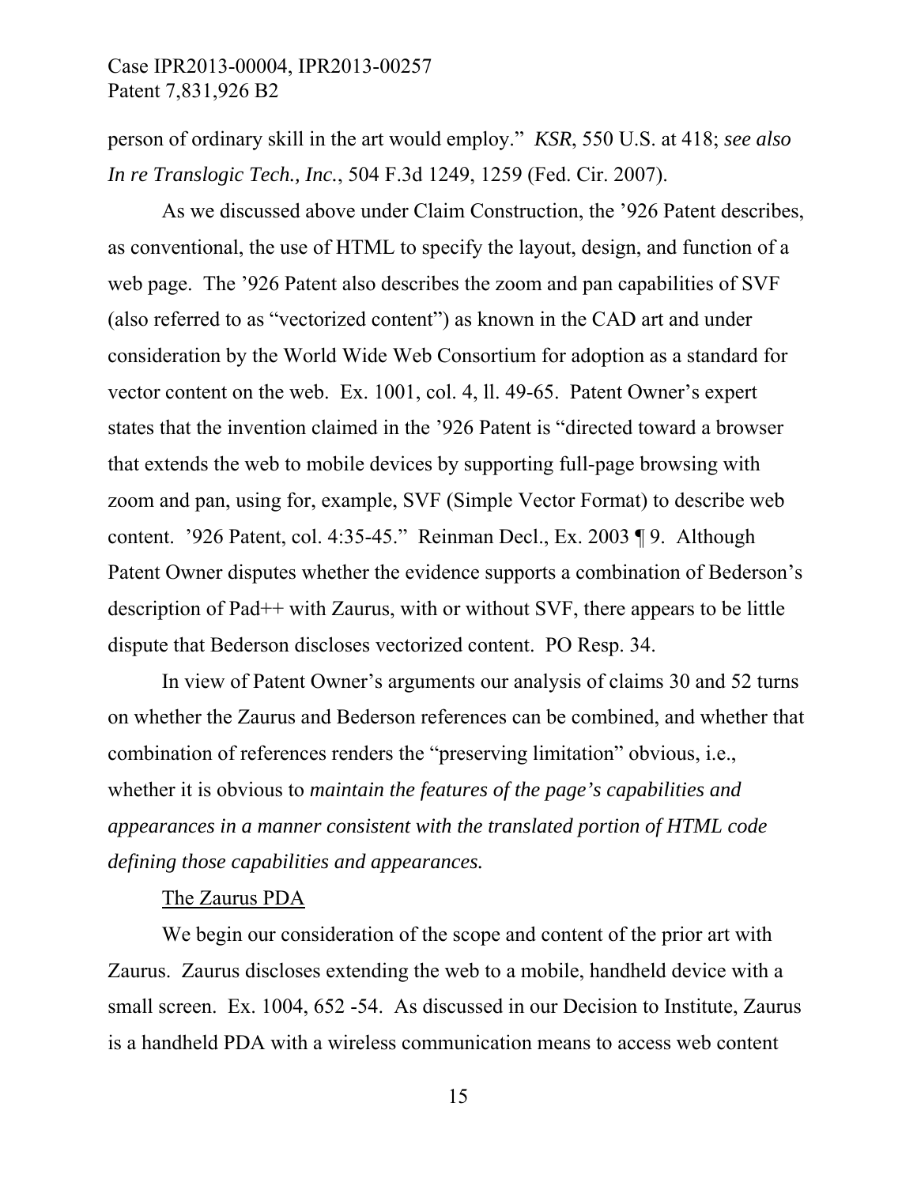person of ordinary skill in the art would employ." *KSR*, 550 U.S. at 418; *see also In re Translogic Tech., Inc.*, 504 F.3d 1249, 1259 (Fed. Cir. 2007).

As we discussed above under Claim Construction, the '926 Patent describes, as conventional, the use of HTML to specify the layout, design, and function of a web page. The '926 Patent also describes the zoom and pan capabilities of SVF (also referred to as "vectorized content") as known in the CAD art and under consideration by the World Wide Web Consortium for adoption as a standard for vector content on the web. Ex. 1001, col. 4, ll. 49-65. Patent Owner's expert states that the invention claimed in the '926 Patent is "directed toward a browser that extends the web to mobile devices by supporting full-page browsing with zoom and pan, using for, example, SVF (Simple Vector Format) to describe web content. '926 Patent, col. 4:35-45." Reinman Decl., Ex. 2003 ¶ 9. Although Patent Owner disputes whether the evidence supports a combination of Bederson's description of Pad++ with Zaurus, with or without SVF, there appears to be little dispute that Bederson discloses vectorized content. PO Resp. 34.

In view of Patent Owner's arguments our analysis of claims 30 and 52 turns on whether the Zaurus and Bederson references can be combined, and whether that combination of references renders the "preserving limitation" obvious, i.e., whether it is obvious to *maintain the features of the page's capabilities and appearances in a manner consistent with the translated portion of HTML code defining those capabilities and appearances.*

<u>The Zaurus PDA</u>

We begin our consideration of the scope and content of the prior art with Zaurus. Zaurus discloses extending the web to a mobile, handheld device with a small screen. Ex. 1004, 652 -54. As discussed in our Decision to Institute, Zaurus is a handheld PDA with a wireless communication means to access web content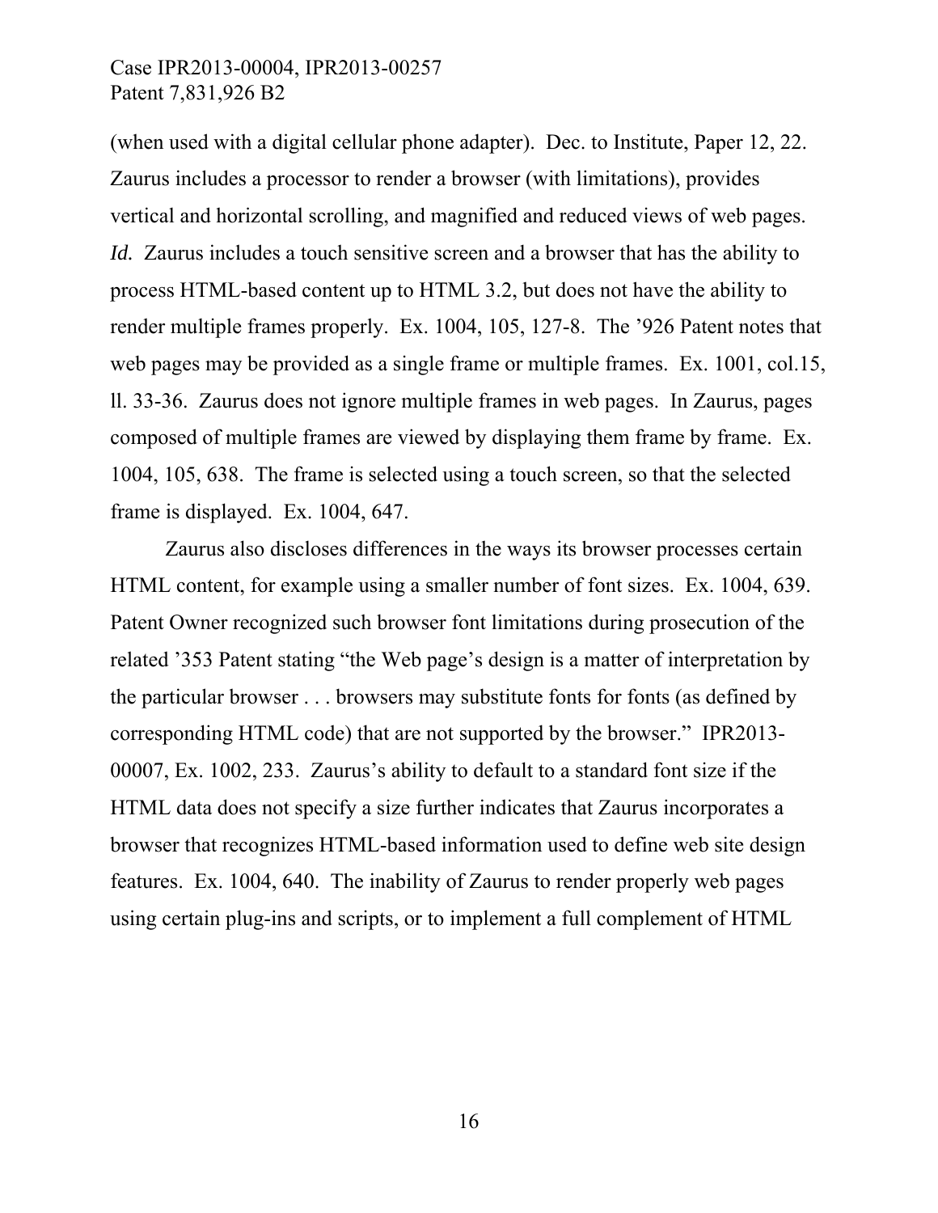(when used with a digital cellular phone adapter). Dec. to Institute, Paper 12, 22. Zaurus includes a processor to render a browser (with limitations), provides vertical and horizontal scrolling, and magnified and reduced views of web pages. *Id.* Zaurus includes a touch sensitive screen and a browser that has the ability to process HTML-based content up to HTML 3.2, but does not have the ability to render multiple frames properly. Ex. 1004, 105, 127-8. The '926 Patent notes that web pages may be provided as a single frame or multiple frames. Ex. 1001, col.15, ll. 33-36. Zaurus does not ignore multiple frames in web pages. In Zaurus, pages composed of multiple frames are viewed by displaying them frame by frame. Ex. 1004, 105, 638. The frame is selected using a touch screen, so that the selected frame is displayed. Ex. 1004, 647.

Zaurus also discloses differences in the ways its browser processes certain HTML content, for example using a smaller number of font sizes. Ex. 1004, 639. Patent Owner recognized such browser font limitations during prosecution of the related '353 Patent stating "the Web page's design is a matter of interpretation by the particular browser . . . browsers may substitute fonts for fonts (as defined by corresponding HTML code) that are not supported by the browser." IPR2013-00007, Ex. 1002, 233. Zaurus's ability to default to a standard font size if the HTML data does not specify a size further indicates that Zaurus incorporates a browser that recognizes HTML-based information used to define web site design features. Ex. 1004, 640. The inability of Zaurus to render properly web pages using certain plug-ins and scripts, or to implement a full complement of HTML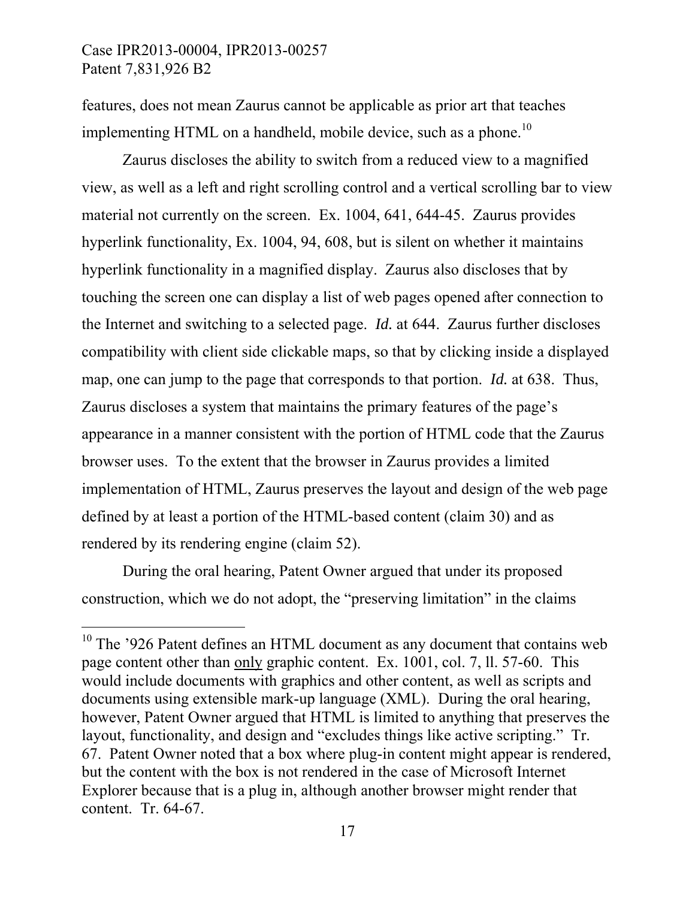features, does not mean Zaurus cannot be applicable as prior art that teaches implementing HTML on a handheld, mobile device, such as a phone.[10]

Zaurus discloses the ability to switch from a reduced view to a magnified view, as well as a left and right scrolling control and a vertical scrolling bar to view material not currently on the screen. Ex. 1004, 641, 644-45. Zaurus provides hyperlink functionality, Ex. 1004, 94, 608, but is silent on whether it maintains hyperlink functionality in a magnified display. Zaurus also discloses that by touching the screen one can display a list of web pages opened after connection to the Internet and switching to a selected page. *Id.* at 644. Zaurus further discloses compatibility with client side clickable maps, so that by clicking inside a displayed map, one can jump to the page that corresponds to that portion. *Id.* at 638. Thus, Zaurus discloses a system that maintains the primary features of the page's appearance in a manner consistent with the portion of HTML code that the Zaurus browser uses. To the extent that the browser in Zaurus provides a limited implementation of HTML, Zaurus preserves the layout and design of the web page defined by at least a portion of the HTML-based content (claim 30) and as rendered by its rendering engine (claim 52).

During the oral hearing, Patent Owner argued that under its proposed construction, which we do not adopt, the "preserving limitation" in the claims

---

[10] The '926 Patent defines an HTML document as any document that contains web page content other than <u>only</u> graphic content. Ex. 1001, col. 7, ll. 57-60. This would include documents with graphics and other content, as well as scripts and documents using extensible mark-up language (XML). During the oral hearing, however, Patent Owner argued that HTML is limited to anything that preserves the layout, functionality, and design and "excludes things like active scripting." Tr. 67. Patent Owner noted that a box where plug-in content might appear is rendered, but the content with the box is not rendered in the case of Microsoft Internet Explorer because that is a plug in, although another browser might render that content. Tr. 64-67.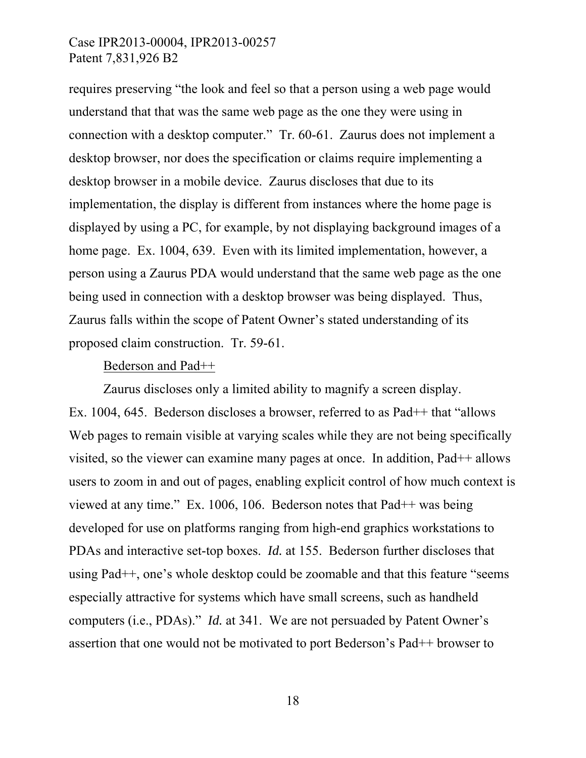requires preserving "the look and feel so that a person using a web page would understand that that was the same web page as the one they were using in connection with a desktop computer." Tr. 60-61. Zaurus does not implement a desktop browser, nor does the specification or claims require implementing a desktop browser in a mobile device. Zaurus discloses that due to its implementation, the display is different from instances where the home page is displayed by using a PC, for example, by not displaying background images of a home page. Ex. 1004, 639. Even with its limited implementation, however, a person using a Zaurus PDA would understand that the same web page as the one being used in connection with a desktop browser was being displayed. Thus, Zaurus falls within the scope of Patent Owner's stated understanding of its proposed claim construction. Tr. 59-61.

<u>Bederson and Pad++</u>

Zaurus discloses only a limited ability to magnify a screen display. Ex. 1004, 645. Bederson discloses a browser, referred to as Pad++ that "allows Web pages to remain visible at varying scales while they are not being specifically visited, so the viewer can examine many pages at once. In addition, Pad++ allows users to zoom in and out of pages, enabling explicit control of how much context is viewed at any time." Ex. 1006, 106. Bederson notes that Pad++ was being developed for use on platforms ranging from high-end graphics workstations to PDAs and interactive set-top boxes. *Id.* at 155. Bederson further discloses that using Pad++, one's whole desktop could be zoomable and that this feature "seems especially attractive for systems which have small screens, such as handheld computers (i.e., PDAs)." *Id.* at 341. We are not persuaded by Patent Owner's assertion that one would not be motivated to port Bederson's Pad++ browser to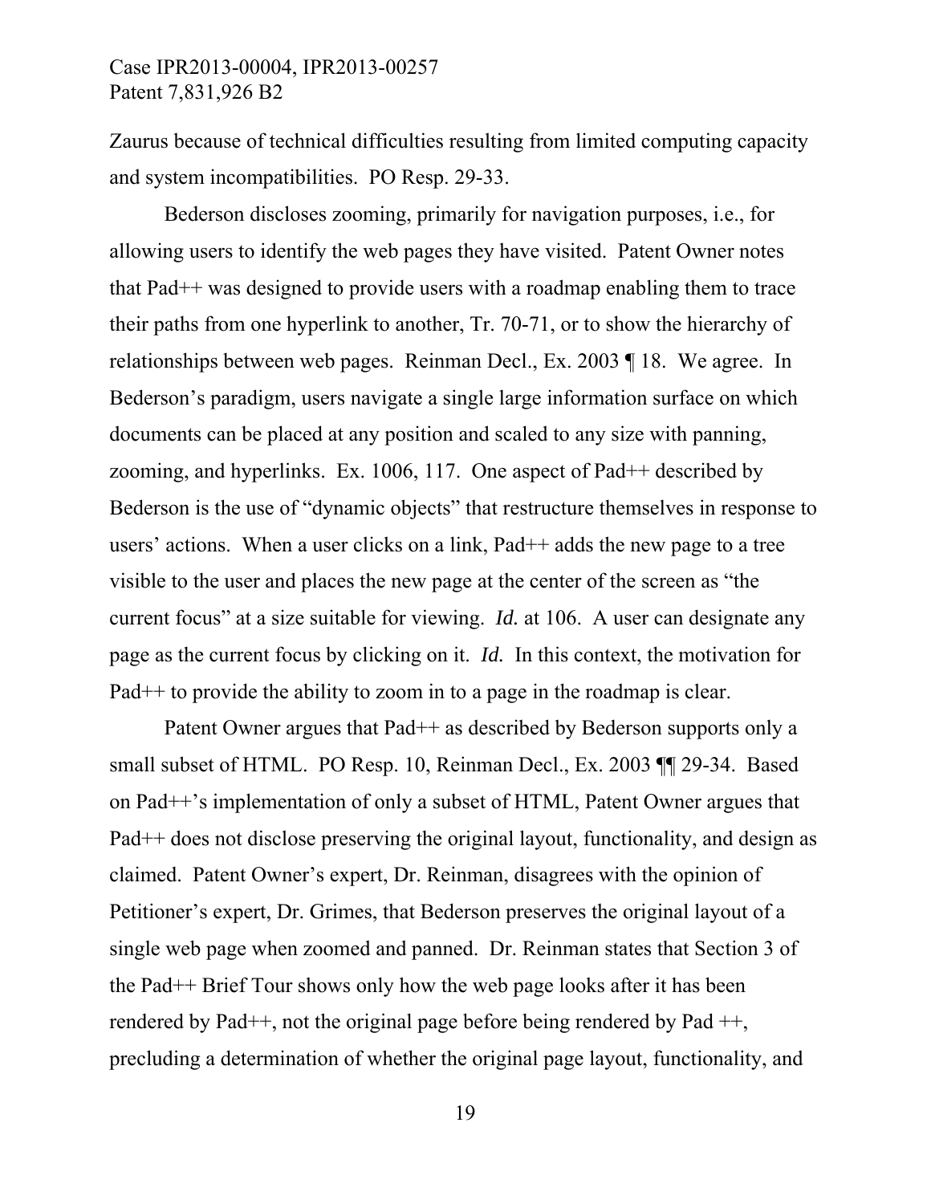Zaurus because of technical difficulties resulting from limited computing capacity and system incompatibilities. PO Resp. 29-33.

Bederson discloses zooming, primarily for navigation purposes, i.e., for allowing users to identify the web pages they have visited. Patent Owner notes that Pad++ was designed to provide users with a roadmap enabling them to trace their paths from one hyperlink to another, Tr. 70-71, or to show the hierarchy of relationships between web pages. Reinman Decl., Ex. 2003 ¶ 18. We agree. In Bederson's paradigm, users navigate a single large information surface on which documents can be placed at any position and scaled to any size with panning, zooming, and hyperlinks. Ex. 1006, 117. One aspect of Pad++ described by Bederson is the use of "dynamic objects" that restructure themselves in response to users' actions. When a user clicks on a link, Pad++ adds the new page to a tree visible to the user and places the new page at the center of the screen as "the current focus" at a size suitable for viewing. *Id.* at 106. A user can designate any page as the current focus by clicking on it. *Id.* In this context, the motivation for Pad++ to provide the ability to zoom in to a page in the roadmap is clear.

Patent Owner argues that Pad++ as described by Bederson supports only a small subset of HTML. PO Resp. 10, Reinman Decl., Ex. 2003 ¶¶ 29-34. Based on Pad++'s implementation of only a subset of HTML, Patent Owner argues that Pad++ does not disclose preserving the original layout, functionality, and design as claimed. Patent Owner's expert, Dr. Reinman, disagrees with the opinion of Petitioner's expert, Dr. Grimes, that Bederson preserves the original layout of a single web page when zoomed and panned. Dr. Reinman states that Section 3 of the Pad++ Brief Tour shows only how the web page looks after it has been rendered by Pad++, not the original page before being rendered by Pad ++, precluding a determination of whether the original page layout, functionality, and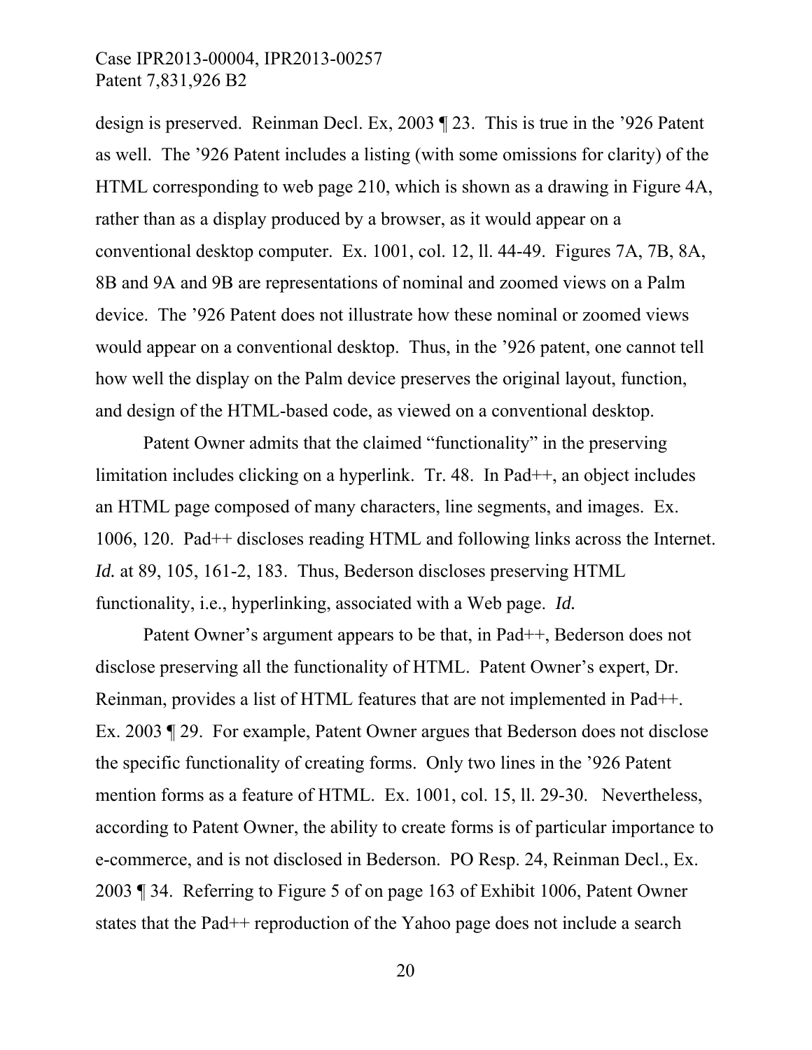design is preserved. Reinman Decl. Ex, 2003 ¶ 23. This is true in the ’926 Patent as well. The ’926 Patent includes a listing (with some omissions for clarity) of the HTML corresponding to web page 210, which is shown as a drawing in Figure 4A, rather than as a display produced by a browser, as it would appear on a conventional desktop computer. Ex. 1001, col. 12, ll. 44-49. Figures 7A, 7B, 8A, 8B and 9A and 9B are representations of nominal and zoomed views on a Palm device. The ’926 Patent does not illustrate how these nominal or zoomed views would appear on a conventional desktop. Thus, in the ’926 patent, one cannot tell how well the display on the Palm device preserves the original layout, function, and design of the HTML-based code, as viewed on a conventional desktop.

Patent Owner admits that the claimed “functionality” in the preserving limitation includes clicking on a hyperlink. Tr. 48. In Pad++, an object includes an HTML page composed of many characters, line segments, and images. Ex. 1006, 120. Pad++ discloses reading HTML and following links across the Internet. *Id.* at 89, 105, 161-2, 183. Thus, Bederson discloses preserving HTML functionality, i.e., hyperlinking, associated with a Web page. *Id.*

Patent Owner’s argument appears to be that, in Pad++, Bederson does not disclose preserving all the functionality of HTML. Patent Owner’s expert, Dr. Reinman, provides a list of HTML features that are not implemented in Pad++. Ex. 2003 ¶ 29. For example, Patent Owner argues that Bederson does not disclose the specific functionality of creating forms. Only two lines in the ’926 Patent mention forms as a feature of HTML. Ex. 1001, col. 15, ll. 29-30. Nevertheless, according to Patent Owner, the ability to create forms is of particular importance to e-commerce, and is not disclosed in Bederson. PO Resp. 24, Reinman Decl., Ex. 2003 ¶ 34. Referring to Figure 5 of on page 163 of Exhibit 1006, Patent Owner states that the Pad++ reproduction of the Yahoo page does not include a search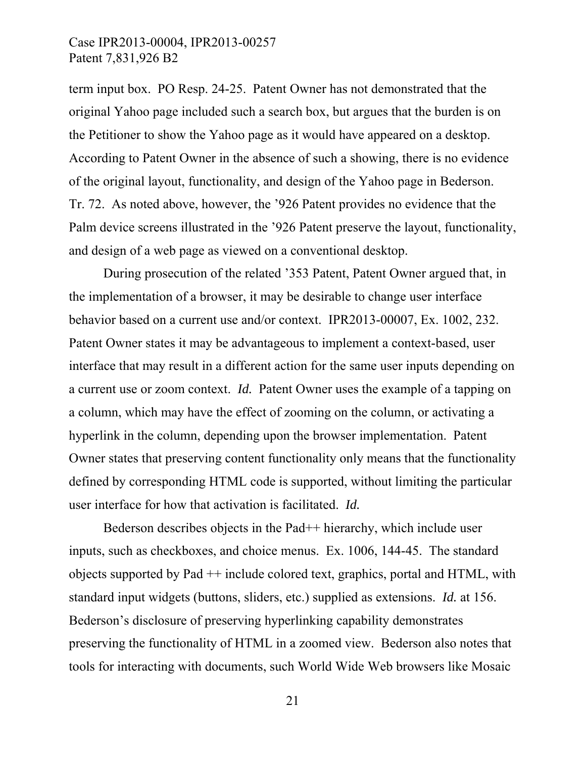term input box. PO Resp. 24-25. Patent Owner has not demonstrated that the original Yahoo page included such a search box, but argues that the burden is on the Petitioner to show the Yahoo page as it would have appeared on a desktop. According to Patent Owner in the absence of such a showing, there is no evidence of the original layout, functionality, and design of the Yahoo page in Bederson. Tr. 72. As noted above, however, the ’926 Patent provides no evidence that the Palm device screens illustrated in the ’926 Patent preserve the layout, functionality, and design of a web page as viewed on a conventional desktop.

During prosecution of the related ’353 Patent, Patent Owner argued that, in the implementation of a browser, it may be desirable to change user interface behavior based on a current use and/or context. IPR2013-00007, Ex. 1002, 232. Patent Owner states it may be advantageous to implement a context-based, user interface that may result in a different action for the same user inputs depending on a current use or zoom context. *Id.* Patent Owner uses the example of a tapping on a column, which may have the effect of zooming on the column, or activating a hyperlink in the column, depending upon the browser implementation. Patent Owner states that preserving content functionality only means that the functionality defined by corresponding HTML code is supported, without limiting the particular user interface for how that activation is facilitated. *Id.*

Bederson describes objects in the Pad++ hierarchy, which include user inputs, such as checkboxes, and choice menus. Ex. 1006, 144-45. The standard objects supported by Pad ++ include colored text, graphics, portal and HTML, with standard input widgets (buttons, sliders, etc.) supplied as extensions. *Id.* at 156. Bederson’s disclosure of preserving hyperlinking capability demonstrates preserving the functionality of HTML in a zoomed view. Bederson also notes that tools for interacting with documents, such World Wide Web browsers like Mosaic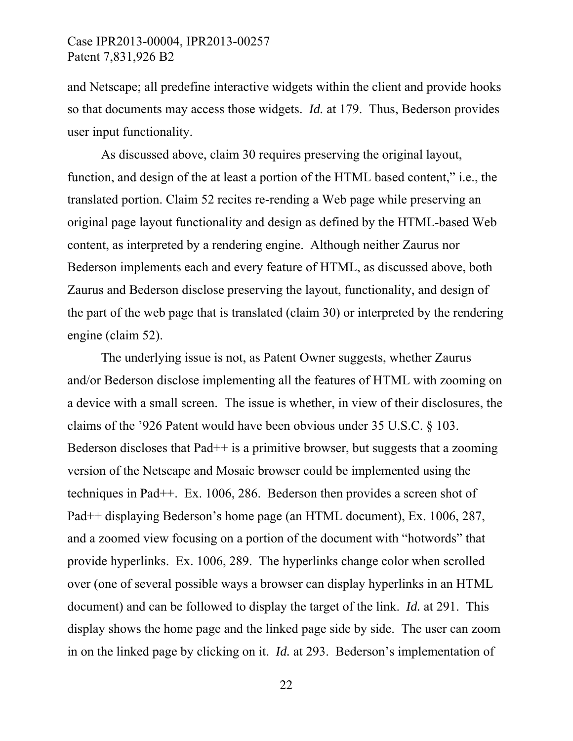and Netscape; all predefine interactive widgets within the client and provide hooks so that documents may access those widgets. *Id.* at 179. Thus, Bederson provides user input functionality.

As discussed above, claim 30 requires preserving the original layout, function, and design of the at least a portion of the HTML based content," i.e., the translated portion. Claim 52 recites re-rending a Web page while preserving an original page layout functionality and design as defined by the HTML-based Web content, as interpreted by a rendering engine. Although neither Zaurus nor Bederson implements each and every feature of HTML, as discussed above, both Zaurus and Bederson disclose preserving the layout, functionality, and design of the part of the web page that is translated (claim 30) or interpreted by the rendering engine (claim 52).

The underlying issue is not, as Patent Owner suggests, whether Zaurus and/or Bederson disclose implementing all the features of HTML with zooming on a device with a small screen. The issue is whether, in view of their disclosures, the claims of the '926 Patent would have been obvious under 35 U.S.C. § 103. Bederson discloses that Pad++ is a primitive browser, but suggests that a zooming version of the Netscape and Mosaic browser could be implemented using the techniques in Pad++. Ex. 1006, 286. Bederson then provides a screen shot of Pad++ displaying Bederson's home page (an HTML document), Ex. 1006, 287, and a zoomed view focusing on a portion of the document with "hotwords" that provide hyperlinks. Ex. 1006, 289. The hyperlinks change color when scrolled over (one of several possible ways a browser can display hyperlinks in an HTML document) and can be followed to display the target of the link. *Id.* at 291. This display shows the home page and the linked page side by side. The user can zoom in on the linked page by clicking on it. *Id.* at 293. Bederson's implementation of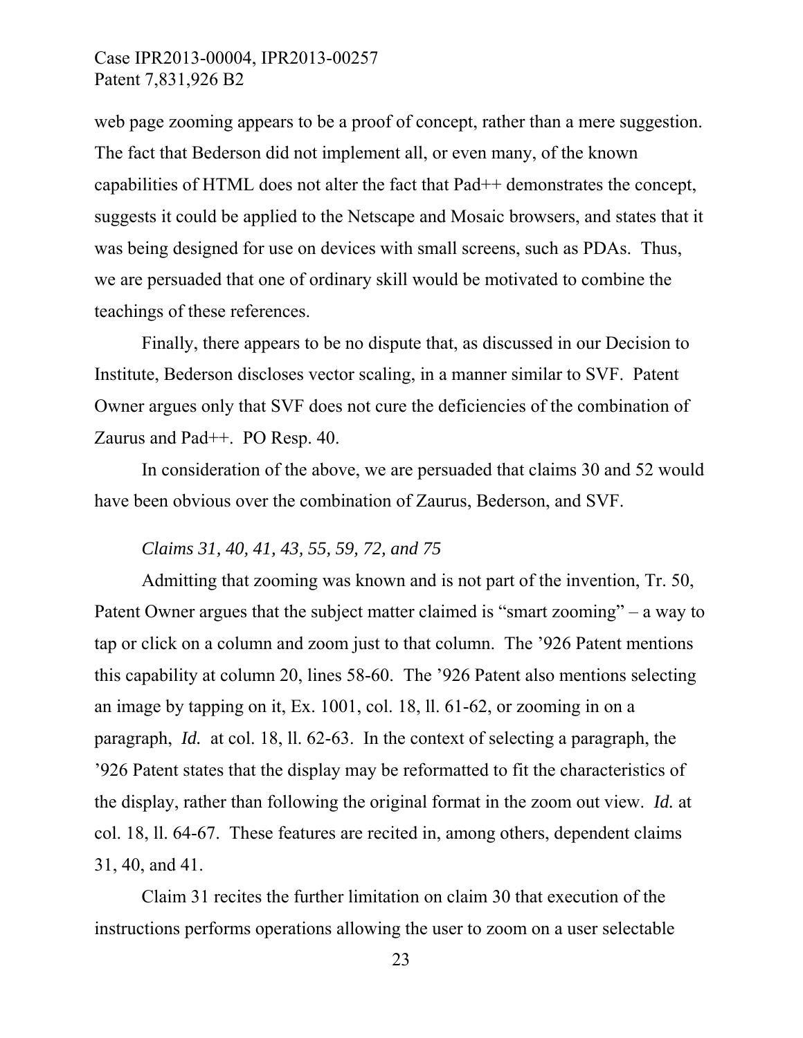web page zooming appears to be a proof of concept, rather than a mere suggestion. The fact that Bederson did not implement all, or even many, of the known capabilities of HTML does not alter the fact that Pad++ demonstrates the concept, suggests it could be applied to the Netscape and Mosaic browsers, and states that it was being designed for use on devices with small screens, such as PDAs. Thus, we are persuaded that one of ordinary skill would be motivated to combine the teachings of these references.

Finally, there appears to be no dispute that, as discussed in our Decision to Institute, Bederson discloses vector scaling, in a manner similar to SVF. Patent Owner argues only that SVF does not cure the deficiencies of the combination of Zaurus and Pad++. PO Resp. 40.

In consideration of the above, we are persuaded that claims 30 and 52 would have been obvious over the combination of Zaurus, Bederson, and SVF.

*Claims 31, 40, 41, 43, 55, 59, 72, and 75*

Admitting that zooming was known and is not part of the invention, Tr. 50, Patent Owner argues that the subject matter claimed is "smart zooming" – a way to tap or click on a column and zoom just to that column. The '926 Patent mentions this capability at column 20, lines 58-60. The '926 Patent also mentions selecting an image by tapping on it, Ex. 1001, col. 18, ll. 61-62, or zooming in on a paragraph, *Id.* at col. 18, ll. 62-63. In the context of selecting a paragraph, the '926 Patent states that the display may be reformatted to fit the characteristics of the display, rather than following the original format in the zoom out view. *Id.* at col. 18, ll. 64-67. These features are recited in, among others, dependent claims 31, 40, and 41.

Claim 31 recites the further limitation on claim 30 that execution of the instructions performs operations allowing the user to zoom on a user selectable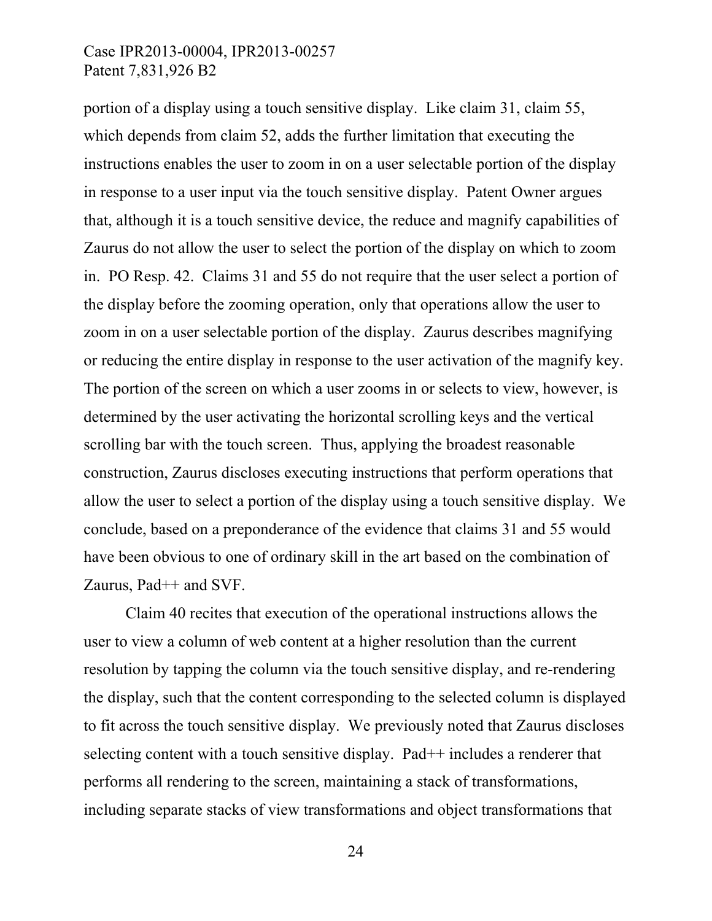portion of a display using a touch sensitive display. Like claim 31, claim 55, which depends from claim 52, adds the further limitation that executing the instructions enables the user to zoom in on a user selectable portion of the display in response to a user input via the touch sensitive display. Patent Owner argues that, although it is a touch sensitive device, the reduce and magnify capabilities of Zaurus do not allow the user to select the portion of the display on which to zoom in. PO Resp. 42. Claims 31 and 55 do not require that the user select a portion of the display before the zooming operation, only that operations allow the user to zoom in on a user selectable portion of the display. Zaurus describes magnifying or reducing the entire display in response to the user activation of the magnify key. The portion of the screen on which a user zooms in or selects to view, however, is determined by the user activating the horizontal scrolling keys and the vertical scrolling bar with the touch screen. Thus, applying the broadest reasonable construction, Zaurus discloses executing instructions that perform operations that allow the user to select a portion of the display using a touch sensitive display. We conclude, based on a preponderance of the evidence that claims 31 and 55 would have been obvious to one of ordinary skill in the art based on the combination of Zaurus, Pad++ and SVF.

Claim 40 recites that execution of the operational instructions allows the user to view a column of web content at a higher resolution than the current resolution by tapping the column via the touch sensitive display, and re-rendering the display, such that the content corresponding to the selected column is displayed to fit across the touch sensitive display. We previously noted that Zaurus discloses selecting content with a touch sensitive display. Pad++ includes a renderer that performs all rendering to the screen, maintaining a stack of transformations, including separate stacks of view transformations and object transformations that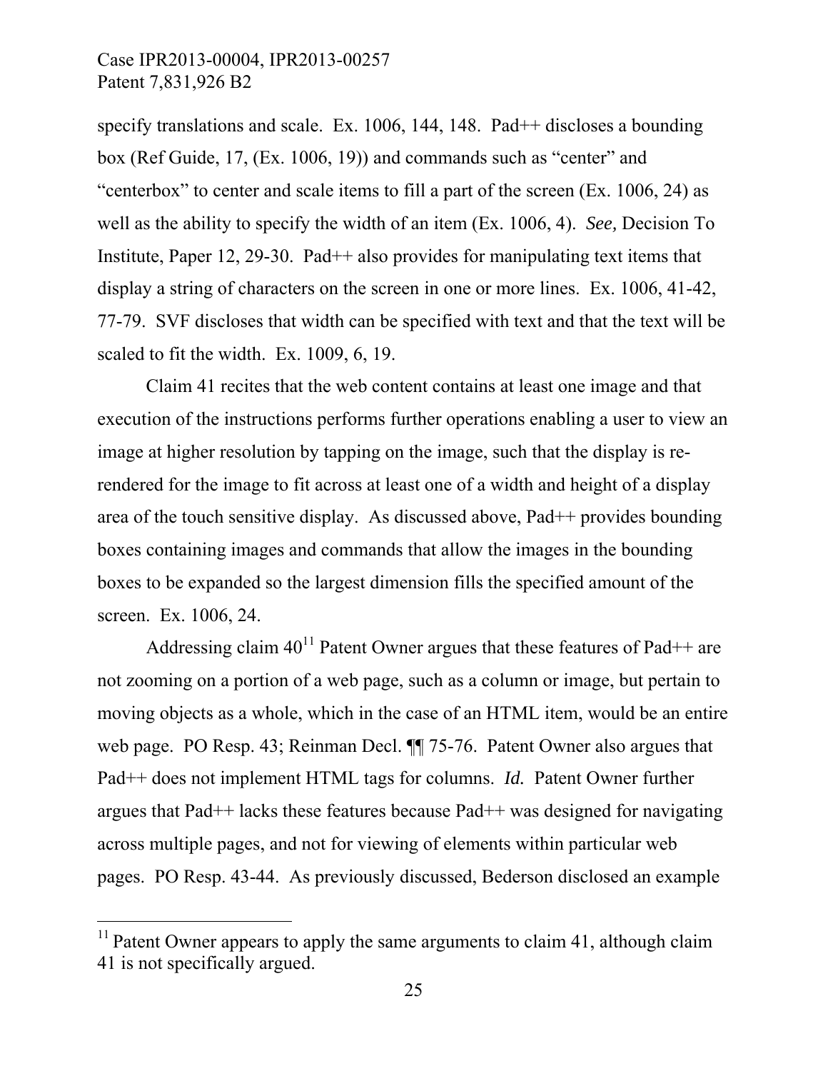specify translations and scale. Ex. 1006, 144, 148. Pad++ discloses a bounding box (Ref Guide, 17, (Ex. 1006, 19)) and commands such as "center" and "centerbox" to center and scale items to fill a part of the screen (Ex. 1006, 24) as well as the ability to specify the width of an item (Ex. 1006, 4). *See,* Decision To Institute, Paper 12, 29-30. Pad++ also provides for manipulating text items that display a string of characters on the screen in one or more lines. Ex. 1006, 41-42, 77-79. SVF discloses that width can be specified with text and that the text will be scaled to fit the width. Ex. 1009, 6, 19.

Claim 41 recites that the web content contains at least one image and that execution of the instructions performs further operations enabling a user to view an image at higher resolution by tapping on the image, such that the display is re-rendered for the image to fit across at least one of a width and height of a display area of the touch sensitive display. As discussed above, Pad++ provides bounding boxes containing images and commands that allow the images in the bounding boxes to be expanded so the largest dimension fills the specified amount of the screen. Ex. 1006, 24.

Addressing claim 40[11] Patent Owner argues that these features of Pad++ are not zooming on a portion of a web page, such as a column or image, but pertain to moving objects as a whole, which in the case of an HTML item, would be an entire web page. PO Resp. 43; Reinman Decl. ¶¶ 75-76. Patent Owner also argues that Pad++ does not implement HTML tags for columns. *Id.* Patent Owner further argues that Pad++ lacks these features because Pad++ was designed for navigating across multiple pages, and not for viewing of elements within particular web pages. PO Resp. 43-44. As previously discussed, Bederson disclosed an example

---

[11] Patent Owner appears to apply the same arguments to claim 41, although claim 41 is not specifically argued.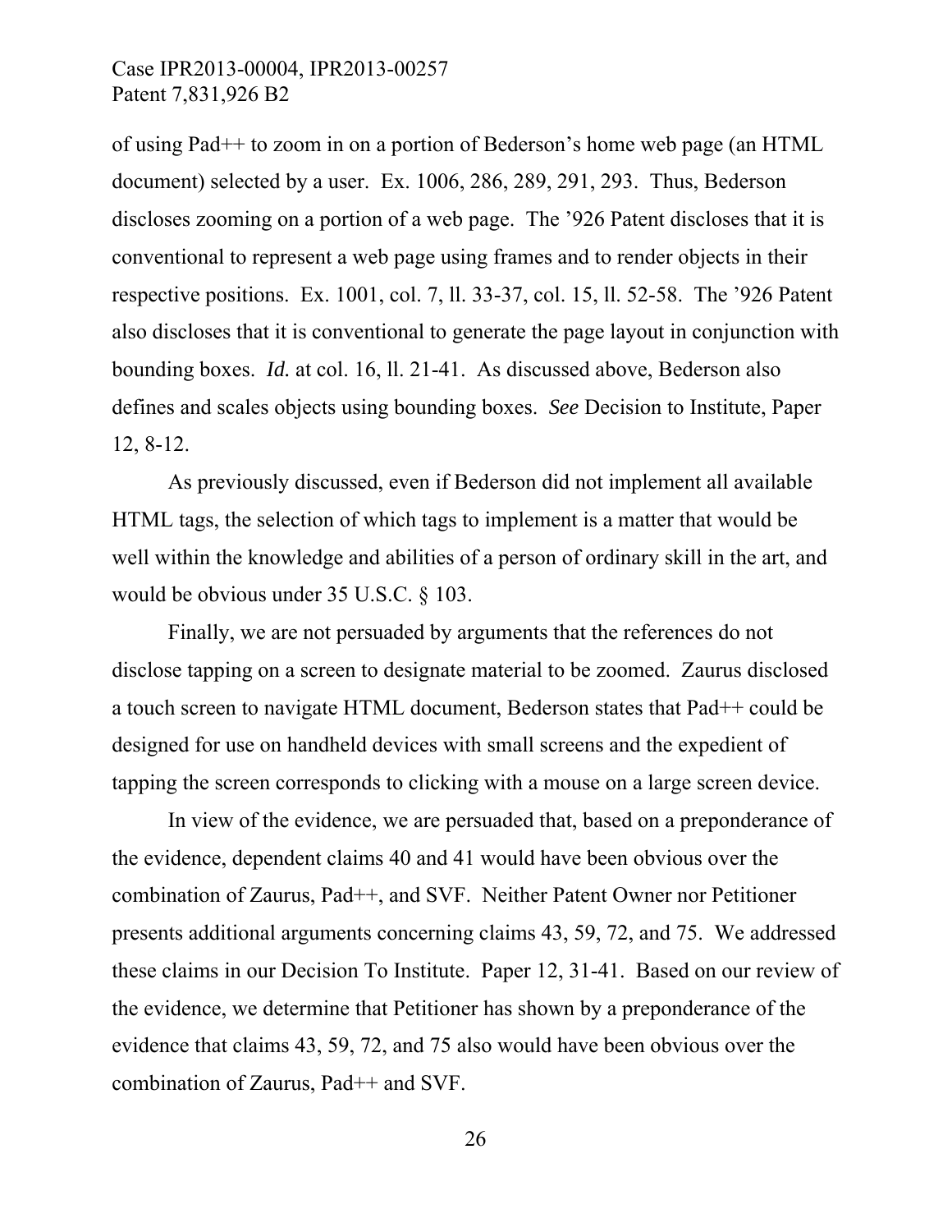of using Pad++ to zoom in on a portion of Bederson's home web page (an HTML document) selected by a user. Ex. 1006, 286, 289, 291, 293. Thus, Bederson discloses zooming on a portion of a web page. The '926 Patent discloses that it is conventional to represent a web page using frames and to render objects in their respective positions. Ex. 1001, col. 7, ll. 33-37, col. 15, ll. 52-58. The '926 Patent also discloses that it is conventional to generate the page layout in conjunction with bounding boxes. *Id.* at col. 16, ll. 21-41. As discussed above, Bederson also defines and scales objects using bounding boxes. *See* Decision to Institute, Paper 12, 8-12.

As previously discussed, even if Bederson did not implement all available HTML tags, the selection of which tags to implement is a matter that would be well within the knowledge and abilities of a person of ordinary skill in the art, and would be obvious under 35 U.S.C. § 103.

Finally, we are not persuaded by arguments that the references do not disclose tapping on a screen to designate material to be zoomed. Zaurus disclosed a touch screen to navigate HTML document, Bederson states that Pad++ could be designed for use on handheld devices with small screens and the expedient of tapping the screen corresponds to clicking with a mouse on a large screen device.

In view of the evidence, we are persuaded that, based on a preponderance of the evidence, dependent claims 40 and 41 would have been obvious over the combination of Zaurus, Pad++, and SVF. Neither Patent Owner nor Petitioner presents additional arguments concerning claims 43, 59, 72, and 75. We addressed these claims in our Decision To Institute. Paper 12, 31-41. Based on our review of the evidence, we determine that Petitioner has shown by a preponderance of the evidence that claims 43, 59, 72, and 75 also would have been obvious over the combination of Zaurus, Pad++ and SVF.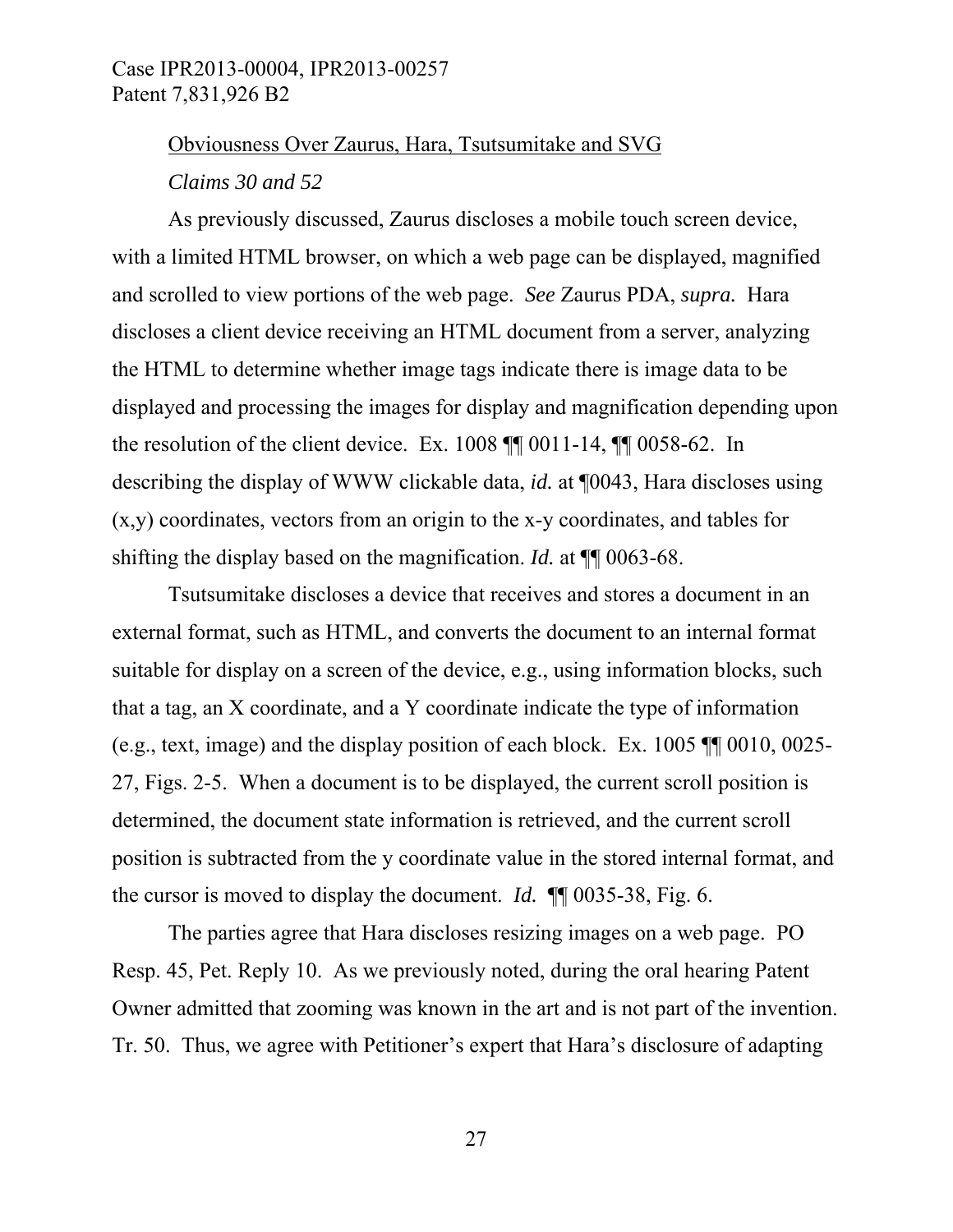Obviousness Over Zaurus, Hara, Tsutsumitake and SVG

*Claims 30 and 52*

As previously discussed, Zaurus discloses a mobile touch screen device, with a limited HTML browser, on which a web page can be displayed, magnified and scrolled to view portions of the web page. *See* Zaurus PDA, *supra.* Hara discloses a client device receiving an HTML document from a server, analyzing the HTML to determine whether image tags indicate there is image data to be displayed and processing the images for display and magnification depending upon the resolution of the client device. Ex. 1008 ¶¶ 0011-14, ¶¶ 0058-62. In describing the display of WWW clickable data, *id.* at ¶0043, Hara discloses using (x,y) coordinates, vectors from an origin to the x-y coordinates, and tables for shifting the display based on the magnification. *Id.* at ¶¶ 0063-68.

Tsutsumitake discloses a device that receives and stores a document in an external format, such as HTML, and converts the document to an internal format suitable for display on a screen of the device, e.g., using information blocks, such that a tag, an X coordinate, and a Y coordinate indicate the type of information (e.g., text, image) and the display position of each block. Ex. 1005 ¶¶ 0010, 0025-27, Figs. 2-5. When a document is to be displayed, the current scroll position is determined, the document state information is retrieved, and the current scroll position is subtracted from the y coordinate value in the stored internal format, and the cursor is moved to display the document. *Id.* ¶¶ 0035-38, Fig. 6.

The parties agree that Hara discloses resizing images on a web page. PO Resp. 45, Pet. Reply 10. As we previously noted, during the oral hearing Patent Owner admitted that zooming was known in the art and is not part of the invention. Tr. 50. Thus, we agree with Petitioner's expert that Hara's disclosure of adapting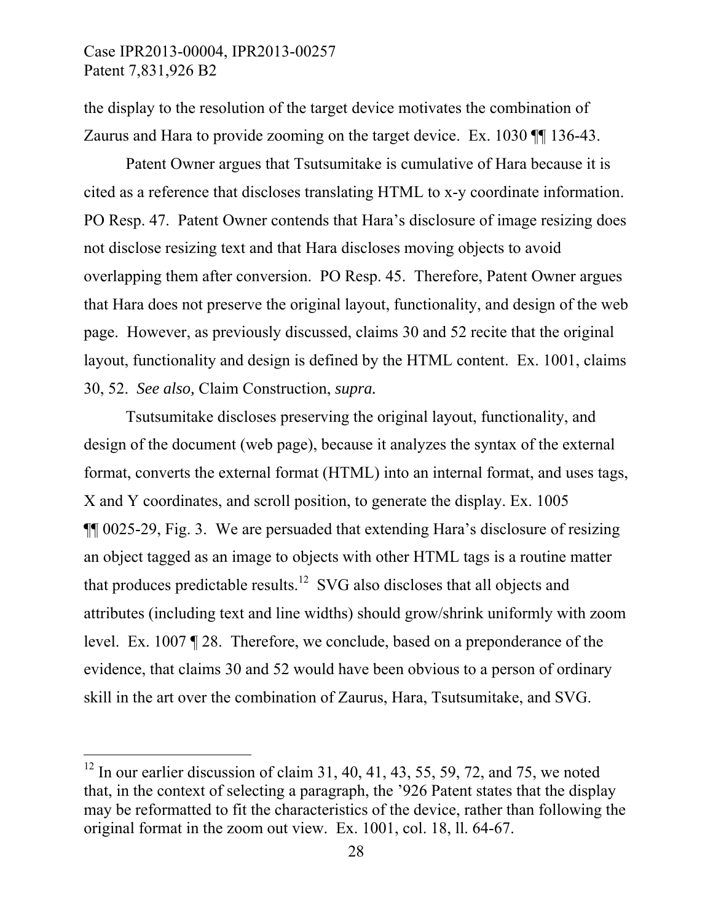the display to the resolution of the target device motivates the combination of Zaurus and Hara to provide zooming on the target device. Ex. 1030 ¶¶ 136-43.

Patent Owner argues that Tsutsumitake is cumulative of Hara because it is cited as a reference that discloses translating HTML to x-y coordinate information. PO Resp. 47. Patent Owner contends that Hara's disclosure of image resizing does not disclose resizing text and that Hara discloses moving objects to avoid overlapping them after conversion. PO Resp. 45. Therefore, Patent Owner argues that Hara does not preserve the original layout, functionality, and design of the web page. However, as previously discussed, claims 30 and 52 recite that the original layout, functionality and design is defined by the HTML content. Ex. 1001, claims 30, 52. *See also,* Claim Construction, *supra.*

Tsutsumitake discloses preserving the original layout, functionality, and design of the document (web page), because it analyzes the syntax of the external format, converts the external format (HTML) into an internal format, and uses tags, X and Y coordinates, and scroll position, to generate the display. Ex. 1005 ¶¶ 0025-29, Fig. 3. We are persuaded that extending Hara's disclosure of resizing an object tagged as an image to objects with other HTML tags is a routine matter that produces predictable results.[12] SVG also discloses that all objects and attributes (including text and line widths) should grow/shrink uniformly with zoom level. Ex. 1007 ¶ 28. Therefore, we conclude, based on a preponderance of the evidence, that claims 30 and 52 would have been obvious to a person of ordinary skill in the art over the combination of Zaurus, Hara, Tsutsumitake, and SVG.

---

[12] In our earlier discussion of claim 31, 40, 41, 43, 55, 59, 72, and 75, we noted that, in the context of selecting a paragraph, the '926 Patent states that the display may be reformatted to fit the characteristics of the device, rather than following the original format in the zoom out view. Ex. 1001, col. 18, ll. 64-67.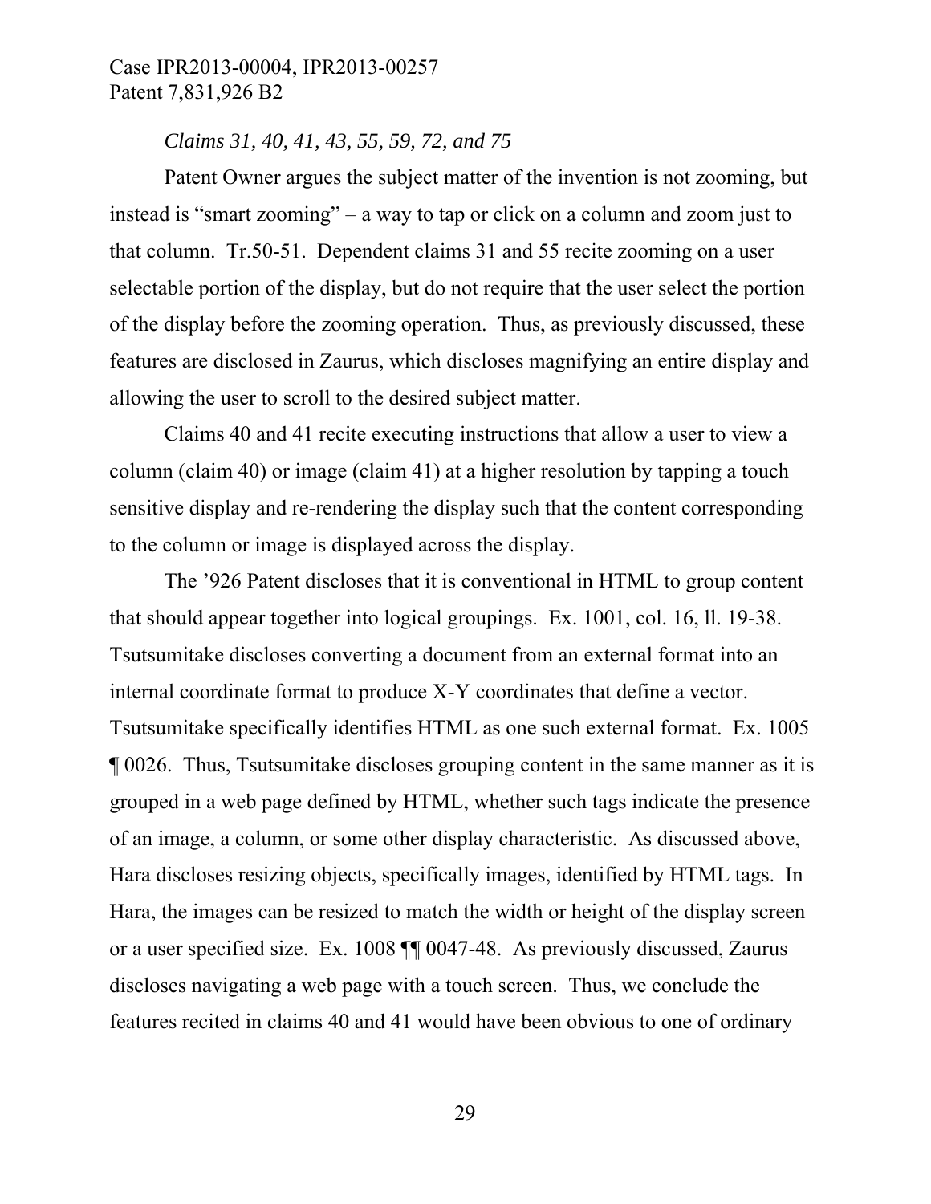*Claims 31, 40, 41, 43, 55, 59, 72, and 75*

Patent Owner argues the subject matter of the invention is not zooming, but instead is "smart zooming" – a way to tap or click on a column and zoom just to that column. Tr.50-51. Dependent claims 31 and 55 recite zooming on a user selectable portion of the display, but do not require that the user select the portion of the display before the zooming operation. Thus, as previously discussed, these features are disclosed in Zaurus, which discloses magnifying an entire display and allowing the user to scroll to the desired subject matter.

Claims 40 and 41 recite executing instructions that allow a user to view a column (claim 40) or image (claim 41) at a higher resolution by tapping a touch sensitive display and re-rendering the display such that the content corresponding to the column or image is displayed across the display.

The '926 Patent discloses that it is conventional in HTML to group content that should appear together into logical groupings. Ex. 1001, col. 16, ll. 19-38. Tsutsumitake discloses converting a document from an external format into an internal coordinate format to produce X-Y coordinates that define a vector. Tsutsumitake specifically identifies HTML as one such external format. Ex. 1005 ¶ 0026. Thus, Tsutsumitake discloses grouping content in the same manner as it is grouped in a web page defined by HTML, whether such tags indicate the presence of an image, a column, or some other display characteristic. As discussed above, Hara discloses resizing objects, specifically images, identified by HTML tags. In Hara, the images can be resized to match the width or height of the display screen or a user specified size. Ex. 1008 ¶¶ 0047-48. As previously discussed, Zaurus discloses navigating a web page with a touch screen. Thus, we conclude the features recited in claims 40 and 41 would have been obvious to one of ordinary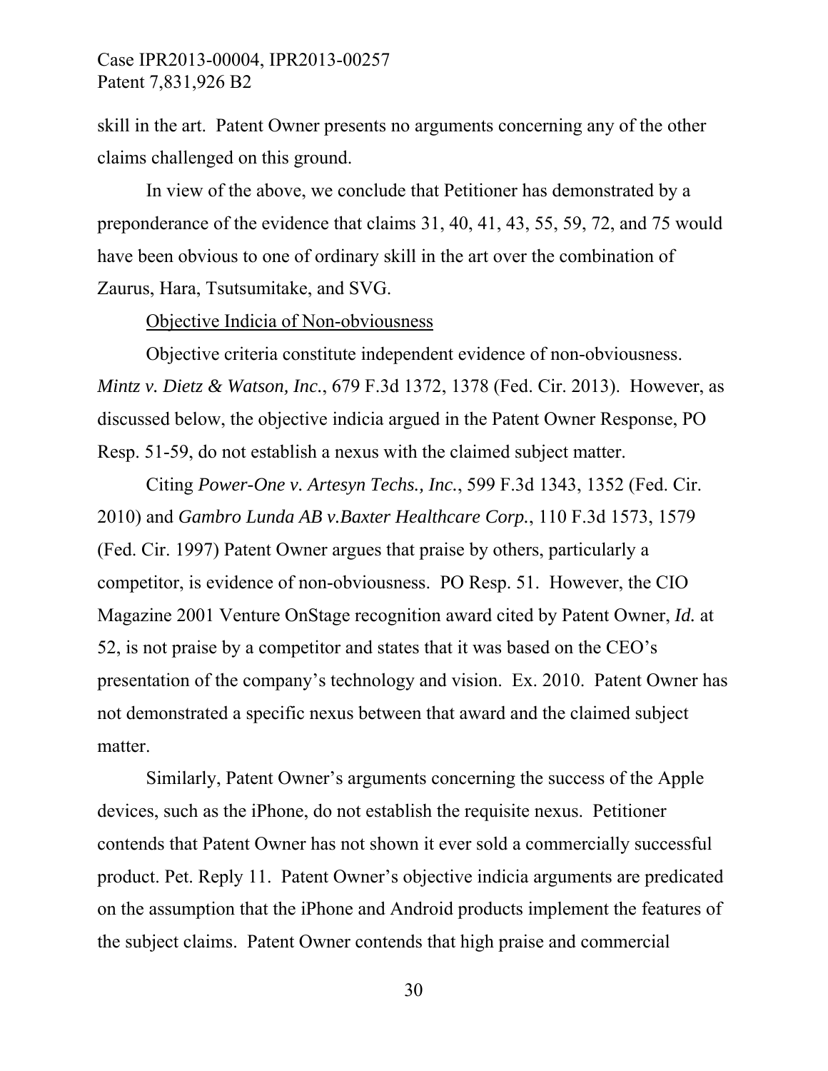skill in the art. Patent Owner presents no arguments concerning any of the other claims challenged on this ground.

In view of the above, we conclude that Petitioner has demonstrated by a preponderance of the evidence that claims 31, 40, 41, 43, 55, 59, 72, and 75 would have been obvious to one of ordinary skill in the art over the combination of Zaurus, Hara, Tsutsumitake, and SVG.

Objective Indicia of Non-obviousness

Objective criteria constitute independent evidence of non-obviousness. *Mintz v. Dietz & Watson, Inc.*, 679 F.3d 1372, 1378 (Fed. Cir. 2013). However, as discussed below, the objective indicia argued in the Patent Owner Response, PO Resp. 51-59, do not establish a nexus with the claimed subject matter.

Citing *Power-One v. Artesyn Techs., Inc.*, 599 F.3d 1343, 1352 (Fed. Cir. 2010) and *Gambro Lunda AB v.Baxter Healthcare Corp.*, 110 F.3d 1573, 1579 (Fed. Cir. 1997) Patent Owner argues that praise by others, particularly a competitor, is evidence of non-obviousness. PO Resp. 51. However, the CIO Magazine 2001 Venture OnStage recognition award cited by Patent Owner, *Id.* at 52, is not praise by a competitor and states that it was based on the CEO's presentation of the company's technology and vision. Ex. 2010. Patent Owner has not demonstrated a specific nexus between that award and the claimed subject matter.

Similarly, Patent Owner's arguments concerning the success of the Apple devices, such as the iPhone, do not establish the requisite nexus. Petitioner contends that Patent Owner has not shown it ever sold a commercially successful product. Pet. Reply 11. Patent Owner's objective indicia arguments are predicated on the assumption that the iPhone and Android products implement the features of the subject claims. Patent Owner contends that high praise and commercial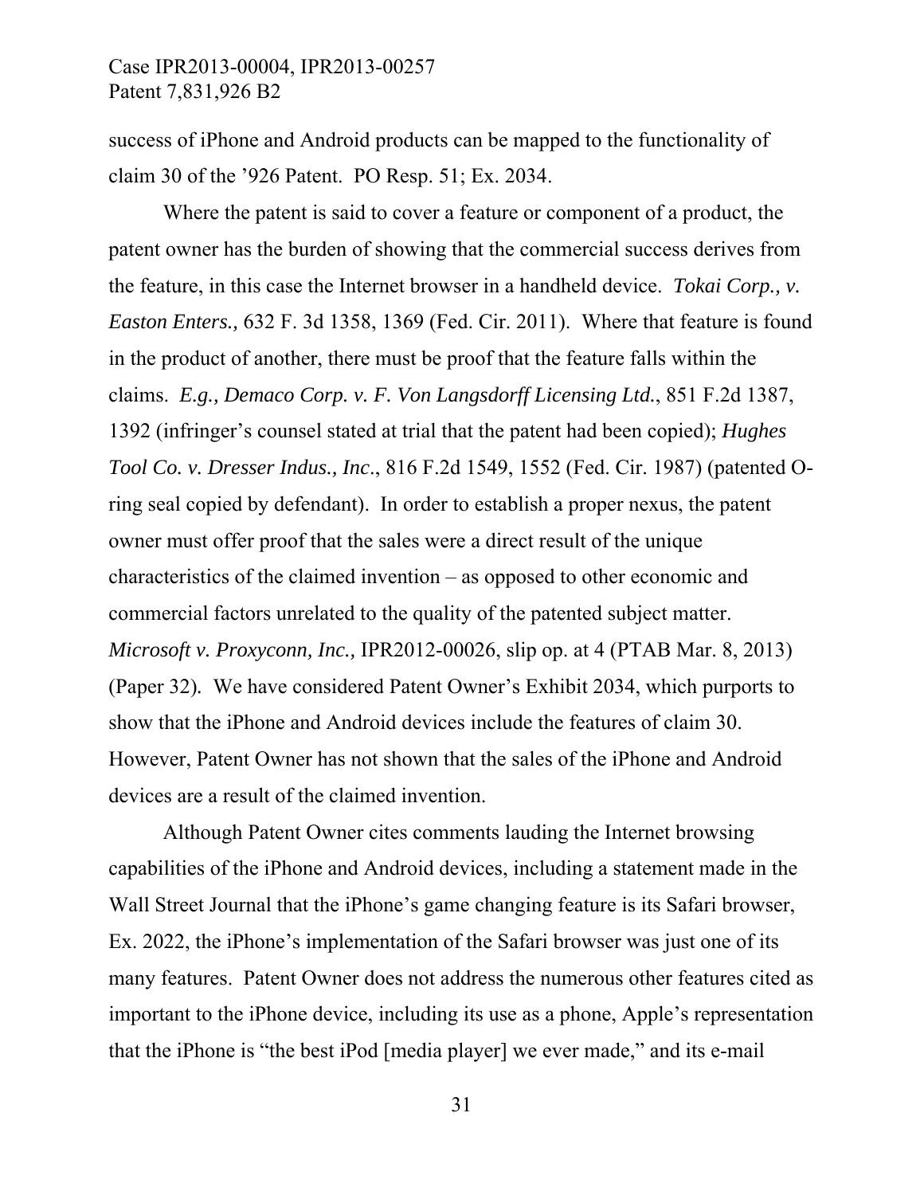success of iPhone and Android products can be mapped to the functionality of claim 30 of the ’926 Patent. PO Resp. 51; Ex. 2034.

Where the patent is said to cover a feature or component of a product, the patent owner has the burden of showing that the commercial success derives from the feature, in this case the Internet browser in a handheld device. *Tokai Corp., v. Easton Enters.,* 632 F. 3d 1358, 1369 (Fed. Cir. 2011). Where that feature is found in the product of another, there must be proof that the feature falls within the claims. *E.g., Demaco Corp. v. F. Von Langsdorff Licensing Ltd.*, 851 F.2d 1387, 1392 (infringer’s counsel stated at trial that the patent had been copied); *Hughes Tool Co. v. Dresser Indus., Inc*., 816 F.2d 1549, 1552 (Fed. Cir. 1987) (patented O-ring seal copied by defendant). In order to establish a proper nexus, the patent owner must offer proof that the sales were a direct result of the unique characteristics of the claimed invention – as opposed to other economic and commercial factors unrelated to the quality of the patented subject matter. *Microsoft v. Proxyconn, Inc.,* IPR2012-00026, slip op. at 4 (PTAB Mar. 8, 2013) (Paper 32). We have considered Patent Owner’s Exhibit 2034, which purports to show that the iPhone and Android devices include the features of claim 30. However, Patent Owner has not shown that the sales of the iPhone and Android devices are a result of the claimed invention.

Although Patent Owner cites comments lauding the Internet browsing capabilities of the iPhone and Android devices, including a statement made in the Wall Street Journal that the iPhone’s game changing feature is its Safari browser, Ex. 2022, the iPhone’s implementation of the Safari browser was just one of its many features. Patent Owner does not address the numerous other features cited as important to the iPhone device, including its use as a phone, Apple’s representation that the iPhone is “the best iPod [media player] we ever made,” and its e-mail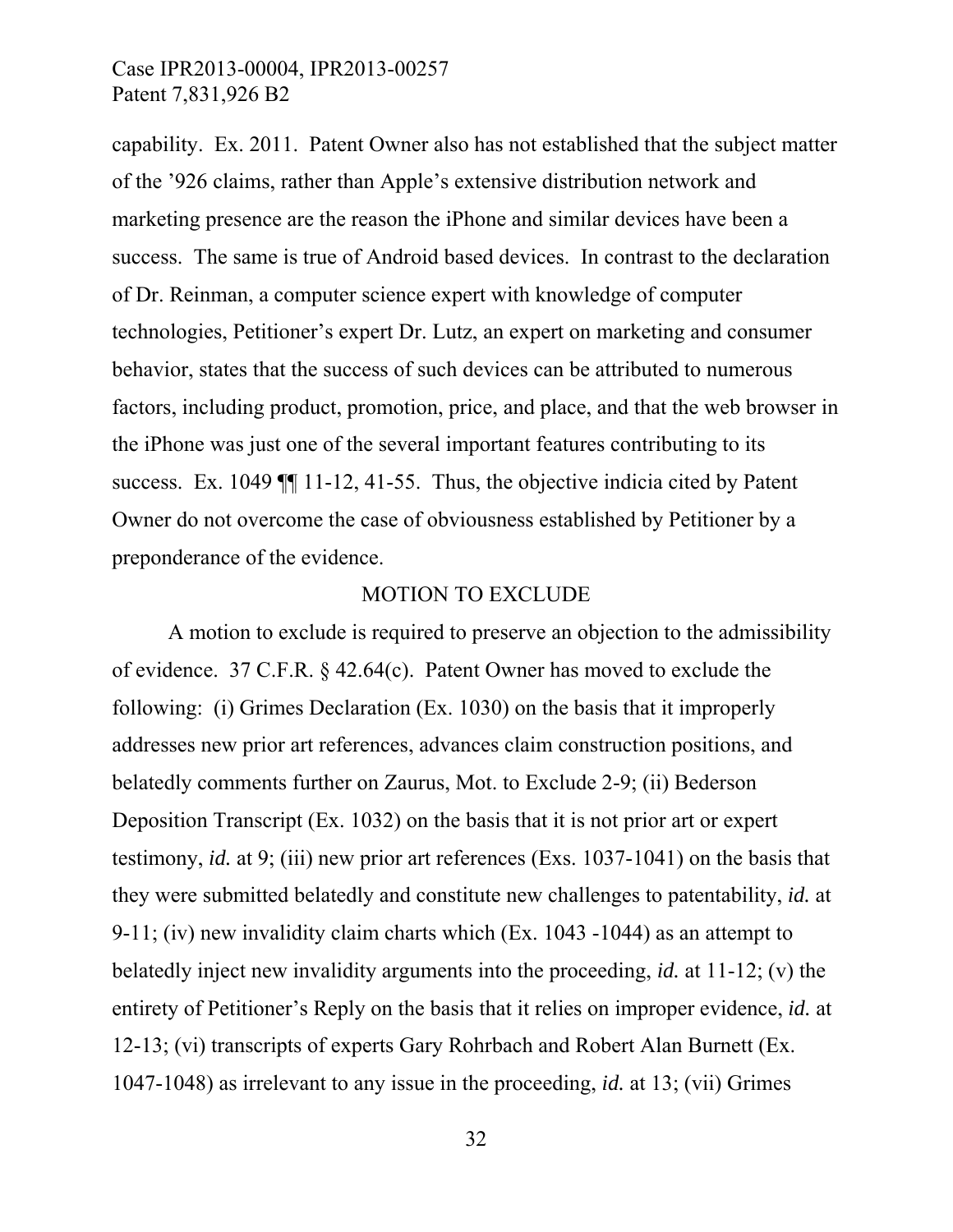capability. Ex. 2011. Patent Owner also has not established that the subject matter of the '926 claims, rather than Apple's extensive distribution network and marketing presence are the reason the iPhone and similar devices have been a success. The same is true of Android based devices. In contrast to the declaration of Dr. Reinman, a computer science expert with knowledge of computer technologies, Petitioner's expert Dr. Lutz, an expert on marketing and consumer behavior, states that the success of such devices can be attributed to numerous factors, including product, promotion, price, and place, and that the web browser in the iPhone was just one of the several important features contributing to its success. Ex. 1049 ¶¶ 11-12, 41-55. Thus, the objective indicia cited by Patent Owner do not overcome the case of obviousness established by Petitioner by a preponderance of the evidence.

## MOTION TO EXCLUDE

A motion to exclude is required to preserve an objection to the admissibility of evidence. 37 C.F.R. § 42.64(c). Patent Owner has moved to exclude the following: (i) Grimes Declaration (Ex. 1030) on the basis that it improperly addresses new prior art references, advances claim construction positions, and belatedly comments further on Zaurus, Mot. to Exclude 2-9; (ii) Bederson Deposition Transcript (Ex. 1032) on the basis that it is not prior art or expert testimony, *id.* at 9; (iii) new prior art references (Exs. 1037-1041) on the basis that they were submitted belatedly and constitute new challenges to patentability, *id.* at 9-11; (iv) new invalidity claim charts which (Ex. 1043 -1044) as an attempt to belatedly inject new invalidity arguments into the proceeding, *id.* at 11-12; (v) the entirety of Petitioner's Reply on the basis that it relies on improper evidence, *id.* at 12-13; (vi) transcripts of experts Gary Rohrbach and Robert Alan Burnett (Ex. 1047-1048) as irrelevant to any issue in the proceeding, *id.* at 13; (vii) Grimes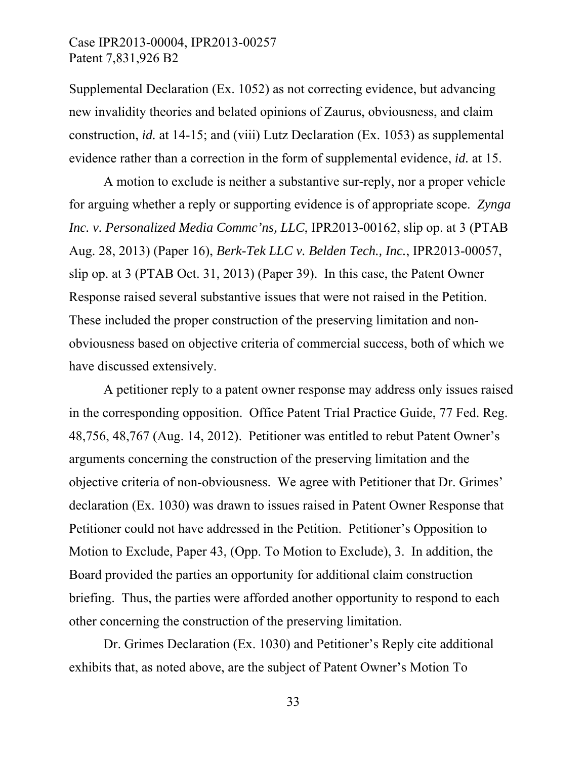Supplemental Declaration (Ex. 1052) as not correcting evidence, but advancing new invalidity theories and belated opinions of Zaurus, obviousness, and claim construction, *id.* at 14-15; and (viii) Lutz Declaration (Ex. 1053) as supplemental evidence rather than a correction in the form of supplemental evidence, *id.* at 15.

A motion to exclude is neither a substantive sur-reply, nor a proper vehicle for arguing whether a reply or supporting evidence is of appropriate scope. *Zynga Inc. v. Personalized Media Commc'ns, LLC*, IPR2013-00162, slip op. at 3 (PTAB Aug. 28, 2013) (Paper 16), *Berk-Tek LLC v. Belden Tech., Inc.*, IPR2013-00057, slip op. at 3 (PTAB Oct. 31, 2013) (Paper 39). In this case, the Patent Owner Response raised several substantive issues that were not raised in the Petition. These included the proper construction of the preserving limitation and non-obviousness based on objective criteria of commercial success, both of which we have discussed extensively.

A petitioner reply to a patent owner response may address only issues raised in the corresponding opposition. Office Patent Trial Practice Guide, 77 Fed. Reg. 48,756, 48,767 (Aug. 14, 2012). Petitioner was entitled to rebut Patent Owner's arguments concerning the construction of the preserving limitation and the objective criteria of non-obviousness. We agree with Petitioner that Dr. Grimes' declaration (Ex. 1030) was drawn to issues raised in Patent Owner Response that Petitioner could not have addressed in the Petition. Petitioner's Opposition to Motion to Exclude, Paper 43, (Opp. To Motion to Exclude), 3. In addition, the Board provided the parties an opportunity for additional claim construction briefing. Thus, the parties were afforded another opportunity to respond to each other concerning the construction of the preserving limitation.

Dr. Grimes Declaration (Ex. 1030) and Petitioner's Reply cite additional exhibits that, as noted above, are the subject of Patent Owner's Motion To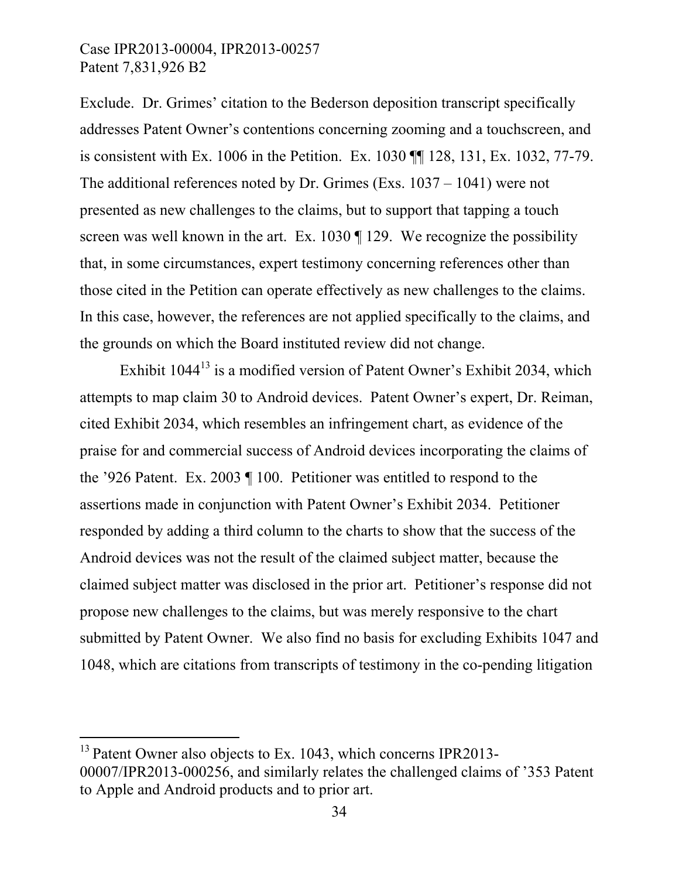Exclude. Dr. Grimes' citation to the Bederson deposition transcript specifically addresses Patent Owner's contentions concerning zooming and a touchscreen, and is consistent with Ex. 1006 in the Petition. Ex. 1030 ¶¶ 128, 131, Ex. 1032, 77-79. The additional references noted by Dr. Grimes (Exs. 1037 – 1041) were not presented as new challenges to the claims, but to support that tapping a touch screen was well known in the art. Ex. 1030 ¶ 129. We recognize the possibility that, in some circumstances, expert testimony concerning references other than those cited in the Petition can operate effectively as new challenges to the claims. In this case, however, the references are not applied specifically to the claims, and the grounds on which the Board instituted review did not change.

Exhibit 1044[13] is a modified version of Patent Owner's Exhibit 2034, which attempts to map claim 30 to Android devices. Patent Owner's expert, Dr. Reiman, cited Exhibit 2034, which resembles an infringement chart, as evidence of the praise for and commercial success of Android devices incorporating the claims of the '926 Patent. Ex. 2003 ¶ 100. Petitioner was entitled to respond to the assertions made in conjunction with Patent Owner's Exhibit 2034. Petitioner responded by adding a third column to the charts to show that the success of the Android devices was not the result of the claimed subject matter, because the claimed subject matter was disclosed in the prior art. Petitioner's response did not propose new challenges to the claims, but was merely responsive to the chart submitted by Patent Owner. We also find no basis for excluding Exhibits 1047 and 1048, which are citations from transcripts of testimony in the co-pending litigation

[13] Patent Owner also objects to Ex. 1043, which concerns IPR2013-00007/IPR2013-000256, and similarly relates the challenged claims of '353 Patent to Apple and Android products and to prior art.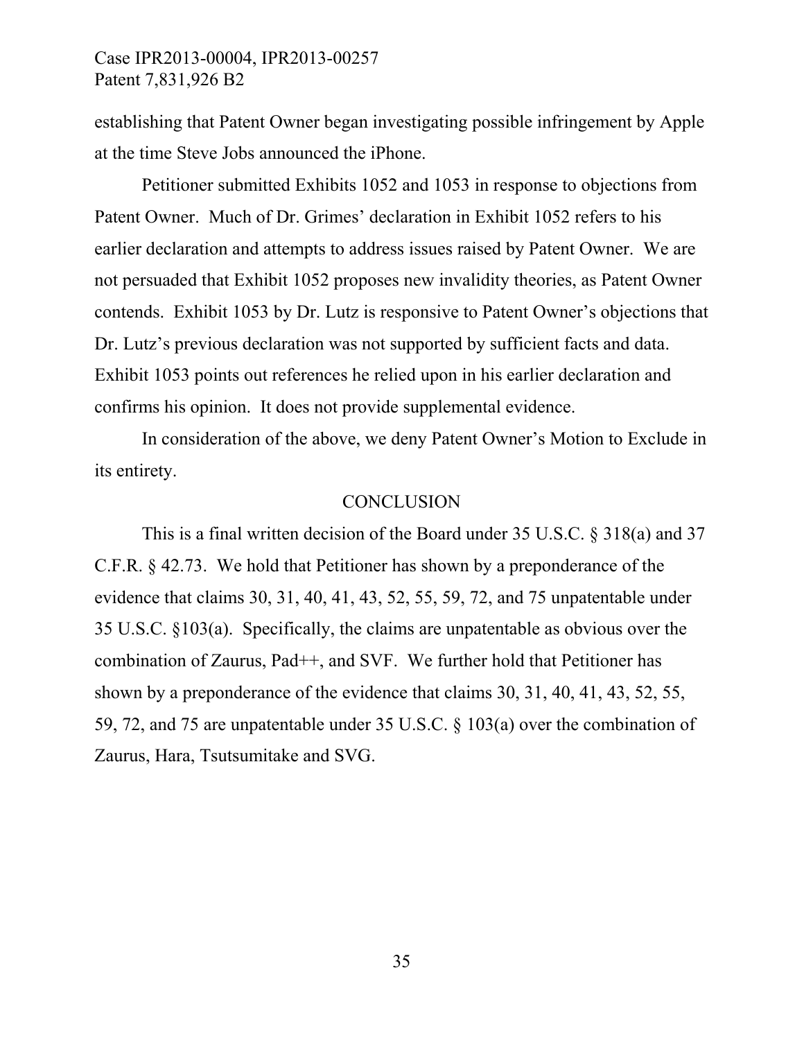establishing that Patent Owner began investigating possible infringement by Apple at the time Steve Jobs announced the iPhone.

Petitioner submitted Exhibits 1052 and 1053 in response to objections from Patent Owner. Much of Dr. Grimes' declaration in Exhibit 1052 refers to his earlier declaration and attempts to address issues raised by Patent Owner. We are not persuaded that Exhibit 1052 proposes new invalidity theories, as Patent Owner contends. Exhibit 1053 by Dr. Lutz is responsive to Patent Owner's objections that Dr. Lutz's previous declaration was not supported by sufficient facts and data. Exhibit 1053 points out references he relied upon in his earlier declaration and confirms his opinion. It does not provide supplemental evidence.

In consideration of the above, we deny Patent Owner's Motion to Exclude in its entirety.

## CONCLUSION

This is a final written decision of the Board under 35 U.S.C. § 318(a) and 37 C.F.R. § 42.73. We hold that Petitioner has shown by a preponderance of the evidence that claims 30, 31, 40, 41, 43, 52, 55, 59, 72, and 75 unpatentable under 35 U.S.C. §103(a). Specifically, the claims are unpatentable as obvious over the combination of Zaurus, Pad++, and SVF. We further hold that Petitioner has shown by a preponderance of the evidence that claims 30, 31, 40, 41, 43, 52, 55, 59, 72, and 75 are unpatentable under 35 U.S.C. § 103(a) over the combination of Zaurus, Hara, Tsutsumitake and SVG.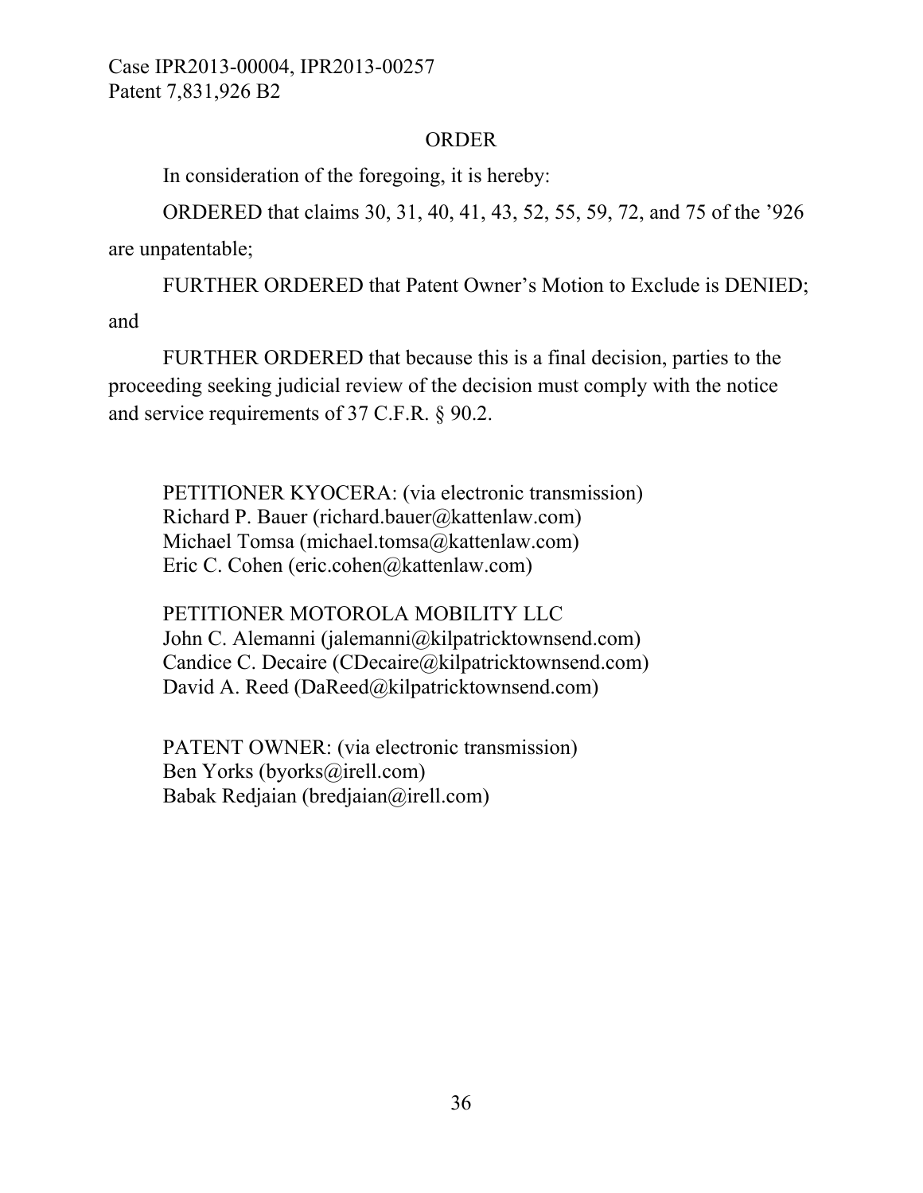## ORDER

In consideration of the foregoing, it is hereby:

ORDERED that claims 30, 31, 40, 41, 43, 52, 55, 59, 72, and 75 of the '926 are unpatentable;

FURTHER ORDERED that Patent Owner's Motion to Exclude is DENIED; and

FURTHER ORDERED that because this is a final decision, parties to the proceeding seeking judicial review of the decision must comply with the notice and service requirements of 37 C.F.R. § 90.2.

PETITIONER KYOCERA: (via electronic transmission)
Richard P. Bauer (richard.bauer@kattenlaw.com)
Michael Tomsa (michael.tomsa@kattenlaw.com)
Eric C. Cohen (eric.cohen@kattenlaw.com)

PETITIONER MOTOROLA MOBILITY LLC
John C. Alemanni (jalemanni@kilpatricktownsend.com)
Candice C. Decaire (CDecaire@kilpatricktownsend.com)
David A. Reed (DaReed@kilpatricktownsend.com)

PATENT OWNER: (via electronic transmission)
Ben Yorks (byorks@irell.com)
Babak Redjaian (bredjaian@irell.com)